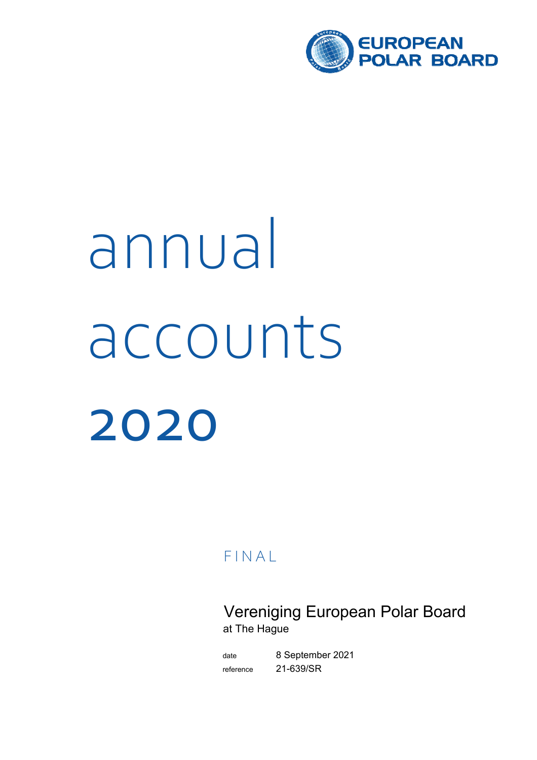EUROPEAN POLAR BOARD

# annual accounts 2020

FINAL

Vereniging European Polar Board
at The Hague

| | |
|---|---|
| date | 8 September 2021 |
| reference | 21-639/SR |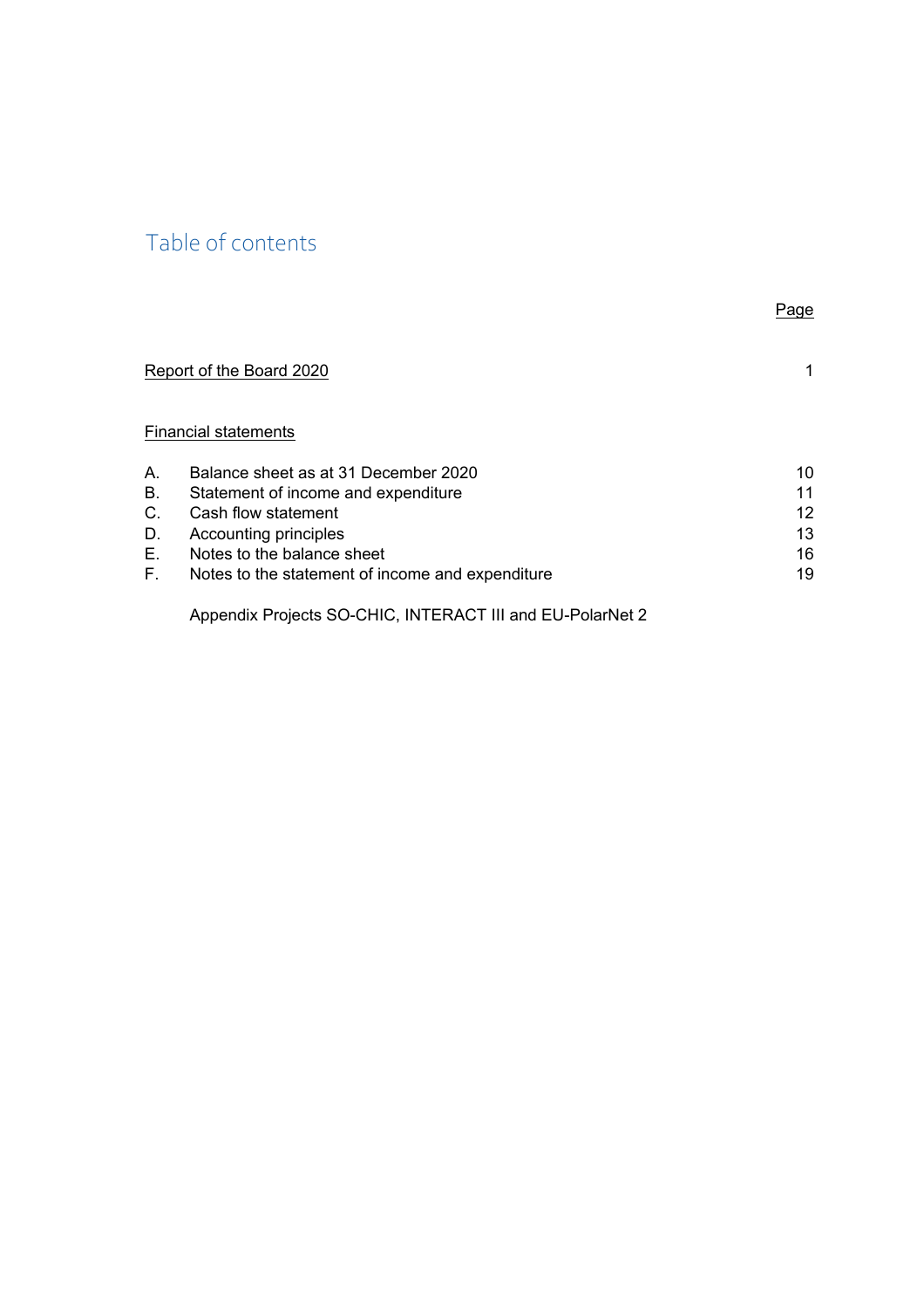# Table of contents

| | | Page |
|---|---|---|
| Report of the Board 2020 | | 1 |
| Financial statements | | |
| A. | Balance sheet as at 31 December 2020 | 10 |
| B. | Statement of income and expenditure | 11 |
| C. | Cash flow statement | 12 |
| D. | Accounting principles | 13 |
| E. | Notes to the balance sheet | 16 |
| F. | Notes to the statement of income and expenditure | 19 |
| | Appendix Projects SO-CHIC, INTERACT III and EU-PolarNet 2 | |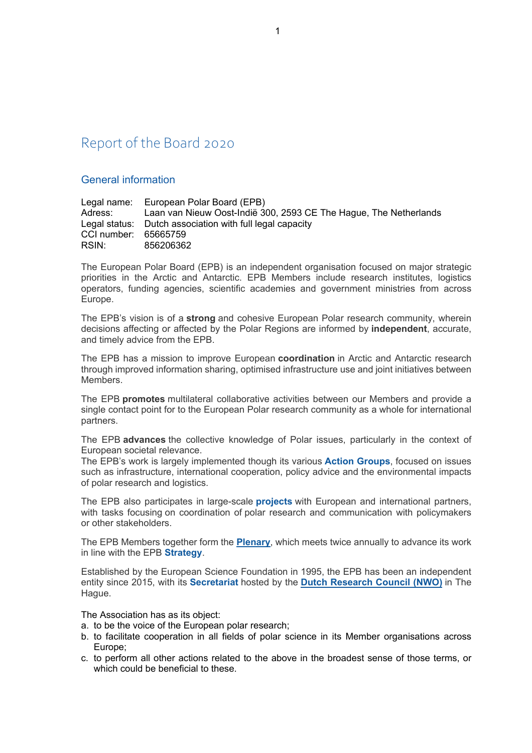# Report of the Board 2020

## General information

Legal name: European Polar Board (EPB)
Adress: Laan van Nieuw Oost-Indië 300, 2593 CE The Hague, The Netherlands
Legal status: Dutch association with full legal capacity
CCI number: 65665759
RSIN: 856206362

The European Polar Board (EPB) is an independent organisation focused on major strategic priorities in the Arctic and Antarctic. EPB Members include research institutes, logistics operators, funding agencies, scientific academies and government ministries from across Europe.

The EPB's vision is of a **strong** and cohesive European Polar research community, wherein decisions affecting or affected by the Polar Regions are informed by **independent**, accurate, and timely advice from the EPB.

The EPB has a mission to improve European **coordination** in Arctic and Antarctic research through improved information sharing, optimised infrastructure use and joint initiatives between Members.

The EPB **promotes** multilateral collaborative activities between our Members and provide a single contact point for to the European Polar research community as a whole for international partners.

The EPB **advances** the collective knowledge of Polar issues, particularly in the context of European societal relevance.
The EPB's work is largely implemented though its various **Action Groups**, focused on issues such as infrastructure, international cooperation, policy advice and the environmental impacts of polar research and logistics.

The EPB also participates in large-scale **projects** with European and international partners, with tasks focusing on coordination of polar research and communication with policymakers or other stakeholders.

The EPB Members together form the **Plenary**, which meets twice annually to advance its work in line with the EPB **Strategy**.

Established by the European Science Foundation in 1995, the EPB has been an independent entity since 2015, with its **Secretariat** hosted by the **Dutch Research Council (NWO)** in The Hague.

The Association has as its object:

a. to be the voice of the European polar research;
b. to facilitate cooperation in all fields of polar science in its Member organisations across Europe;
c. to perform all other actions related to the above in the broadest sense of those terms, or which could be beneficial to these.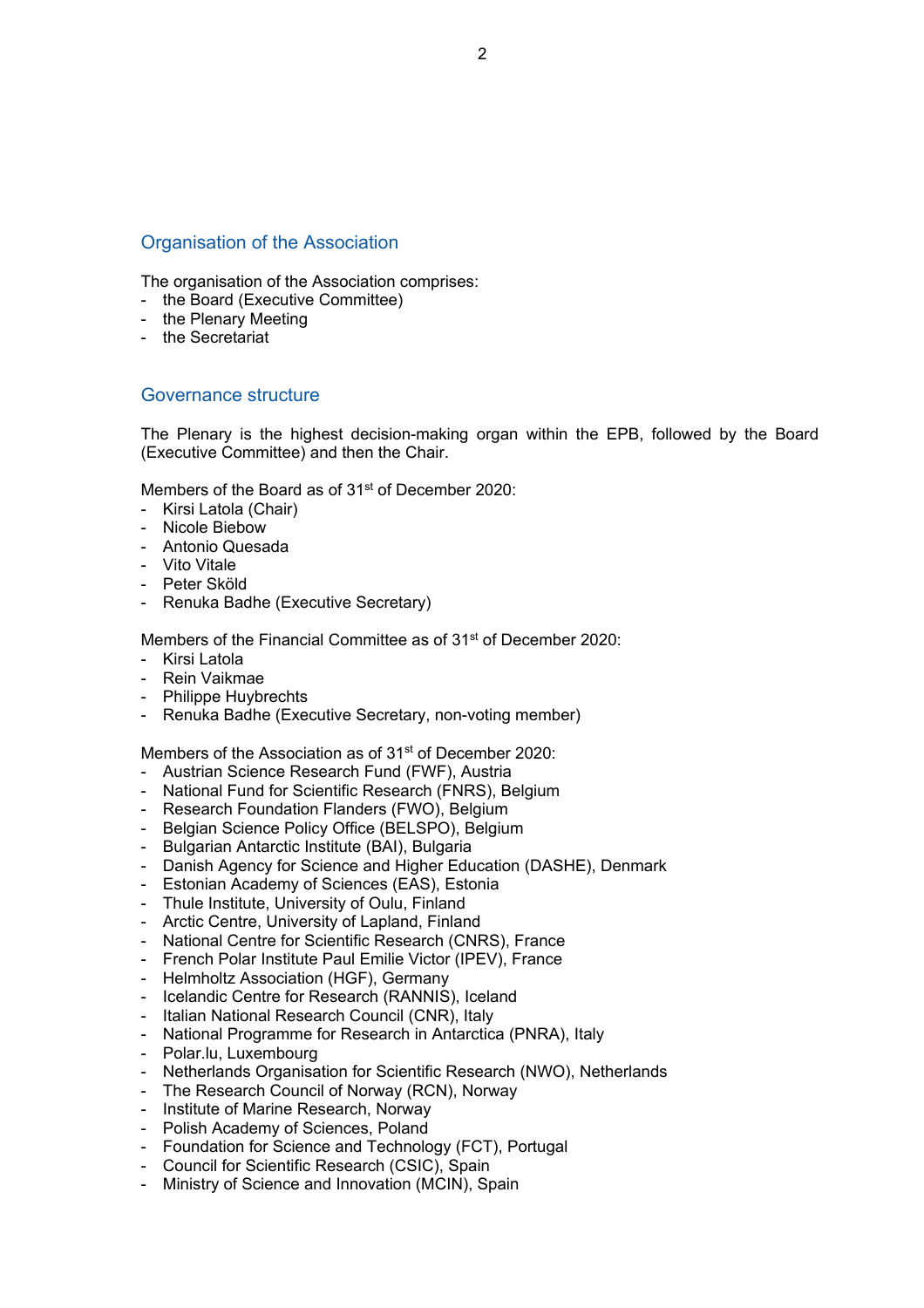## Organisation of the Association

The organisation of the Association comprises:

- the Board (Executive Committee)
- the Plenary Meeting
- the Secretariat

## Governance structure

The Plenary is the highest decision-making organ within the EPB, followed by the Board (Executive Committee) and then the Chair.

Members of the Board as of 31st of December 2020:

- Kirsi Latola (Chair)
- Nicole Biebow
- Antonio Quesada
- Vito Vitale
- Peter Sköld
- Renuka Badhe (Executive Secretary)

Members of the Financial Committee as of 31st of December 2020:

- Kirsi Latola
- Rein Vaikmae
- Philippe Huybrechts
- Renuka Badhe (Executive Secretary, non-voting member)

Members of the Association as of 31st of December 2020:

- Austrian Science Research Fund (FWF), Austria
- National Fund for Scientific Research (FNRS), Belgium
- Research Foundation Flanders (FWO), Belgium
- Belgian Science Policy Office (BELSPO), Belgium
- Bulgarian Antarctic Institute (BAI), Bulgaria
- Danish Agency for Science and Higher Education (DASHE), Denmark
- Estonian Academy of Sciences (EAS), Estonia
- Thule Institute, University of Oulu, Finland
- Arctic Centre, University of Lapland, Finland
- National Centre for Scientific Research (CNRS), France
- French Polar Institute Paul Emilie Victor (IPEV), France
- Helmholtz Association (HGF), Germany
- Icelandic Centre for Research (RANNIS), Iceland
- Italian National Research Council (CNR), Italy
- National Programme for Research in Antarctica (PNRA), Italy
- Polar.lu, Luxembourg
- Netherlands Organisation for Scientific Research (NWO), Netherlands
- The Research Council of Norway (RCN), Norway
- Institute of Marine Research, Norway
- Polish Academy of Sciences, Poland
- Foundation for Science and Technology (FCT), Portugal
- Council for Scientific Research (CSIC), Spain
- Ministry of Science and Innovation (MCIN), Spain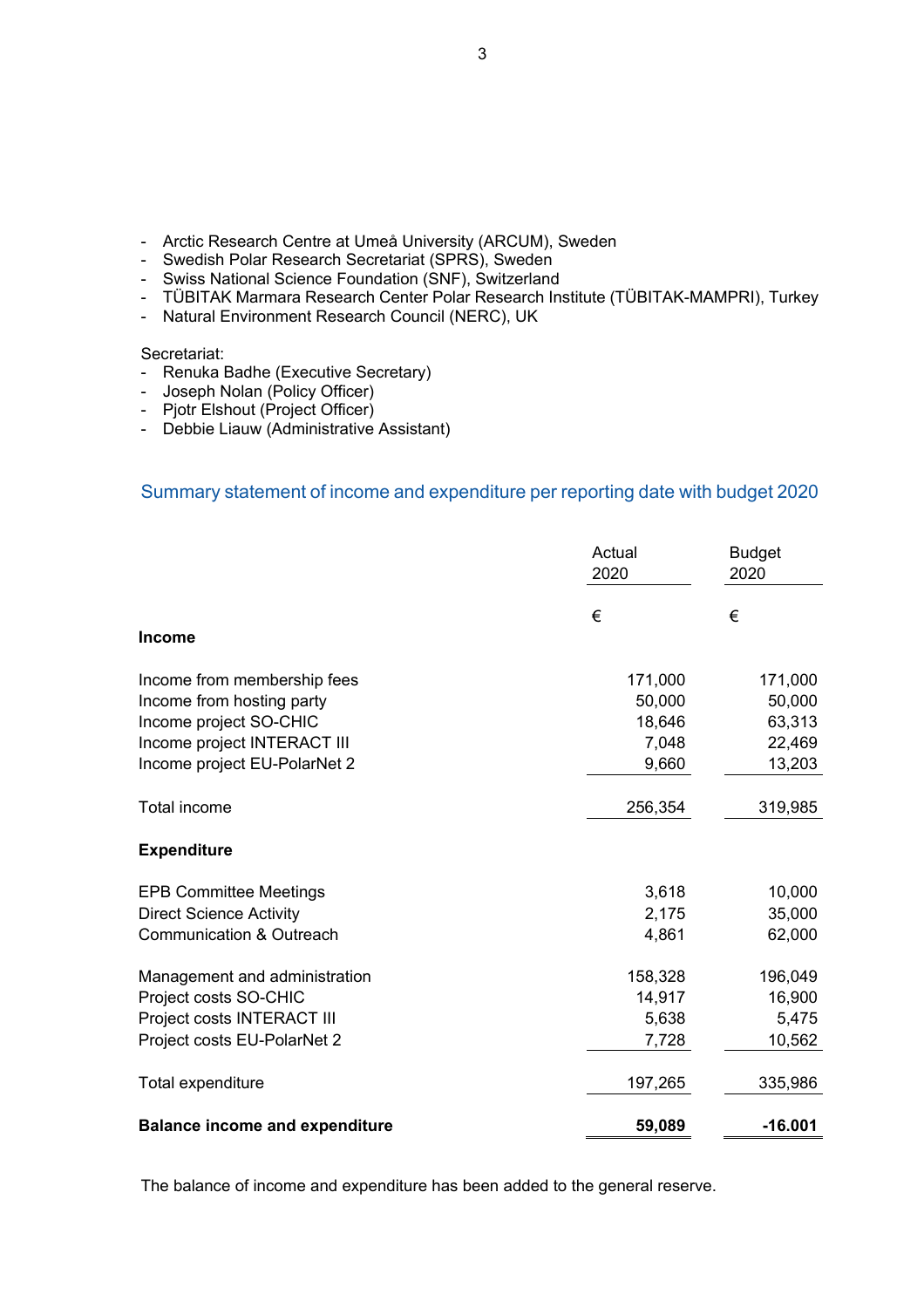- Arctic Research Centre at Umeå University (ARCUM), Sweden
- Swedish Polar Research Secretariat (SPRS), Sweden
- Swiss National Science Foundation (SNF), Switzerland
- TÜBITAK Marmara Research Center Polar Research Institute (TÜBITAK-MAMPRI), Turkey
- Natural Environment Research Council (NERC), UK

Secretariat:
- Renuka Badhe (Executive Secretary)
- Joseph Nolan (Policy Officer)
- Pjotr Elshout (Project Officer)
- Debbie Liauw (Administrative Assistant)

## Summary statement of income and expenditure per reporting date with budget 2020

| | Actual 2020 | Budget 2020 |
|---|---|---|
| | € | € |
| **Income** | | |
| Income from membership fees | 171,000 | 171,000 |
| Income from hosting party | 50,000 | 50,000 |
| Income project SO-CHIC | 18,646 | 63,313 |
| Income project INTERACT III | 7,048 | 22,469 |
| Income project EU-PolarNet 2 | 9,660 | 13,203 |
| Total income | 256,354 | 319,985 |
| **Expenditure** | | |
| EPB Committee Meetings | 3,618 | 10,000 |
| Direct Science Activity | 2,175 | 35,000 |
| Communication & Outreach | 4,861 | 62,000 |
| Management and administration | 158,328 | 196,049 |
| Project costs SO-CHIC | 14,917 | 16,900 |
| Project costs INTERACT III | 5,638 | 5,475 |
| Project costs EU-PolarNet 2 | 7,728 | 10,562 |
| Total expenditure | 197,265 | 335,986 |
| **Balance income and expenditure** | **59,089** | **-16.001** |

The balance of income and expenditure has been added to the general reserve.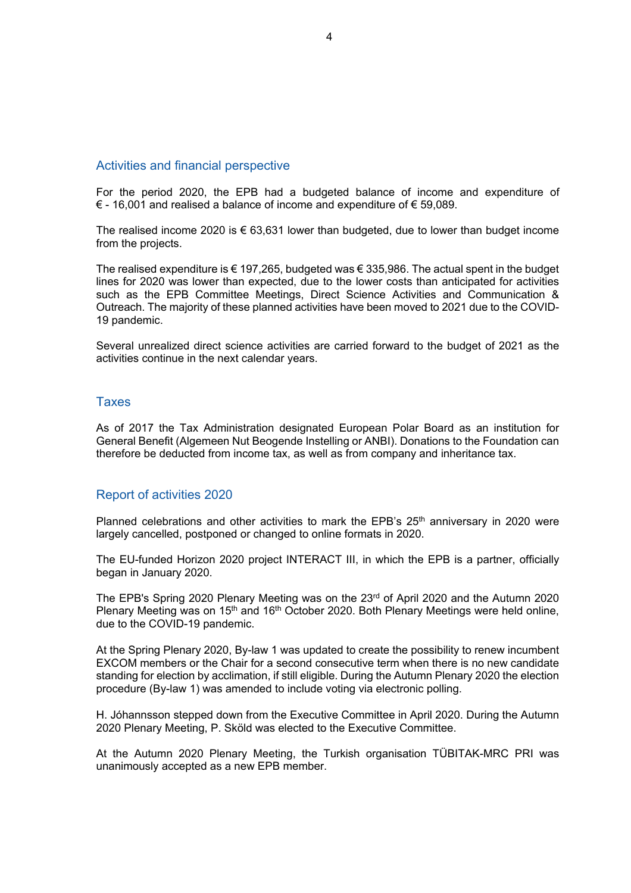## Activities and financial perspective

For the period 2020, the EPB had a budgeted balance of income and expenditure of € - 16,001 and realised a balance of income and expenditure of € 59,089.

The realised income 2020 is € 63,631 lower than budgeted, due to lower than budget income from the projects.

The realised expenditure is € 197,265, budgeted was € 335,986. The actual spent in the budget lines for 2020 was lower than expected, due to the lower costs than anticipated for activities such as the EPB Committee Meetings, Direct Science Activities and Communication & Outreach. The majority of these planned activities have been moved to 2021 due to the COVID-19 pandemic.

Several unrealized direct science activities are carried forward to the budget of 2021 as the activities continue in the next calendar years.

## Taxes

As of 2017 the Tax Administration designated European Polar Board as an institution for General Benefit (Algemeen Nut Beogende Instelling or ANBI). Donations to the Foundation can therefore be deducted from income tax, as well as from company and inheritance tax.

## Report of activities 2020

Planned celebrations and other activities to mark the EPB's 25th anniversary in 2020 were largely cancelled, postponed or changed to online formats in 2020.

The EU-funded Horizon 2020 project INTERACT III, in which the EPB is a partner, officially began in January 2020.

The EPB's Spring 2020 Plenary Meeting was on the 23rd of April 2020 and the Autumn 2020 Plenary Meeting was on 15th and 16th October 2020. Both Plenary Meetings were held online, due to the COVID-19 pandemic.

At the Spring Plenary 2020, By-law 1 was updated to create the possibility to renew incumbent EXCOM members or the Chair for a second consecutive term when there is no new candidate standing for election by acclimation, if still eligible. During the Autumn Plenary 2020 the election procedure (By-law 1) was amended to include voting via electronic polling.

H. Jóhannsson stepped down from the Executive Committee in April 2020. During the Autumn 2020 Plenary Meeting, P. Sköld was elected to the Executive Committee.

At the Autumn 2020 Plenary Meeting, the Turkish organisation TÜBITAK-MRC PRI was unanimously accepted as a new EPB member.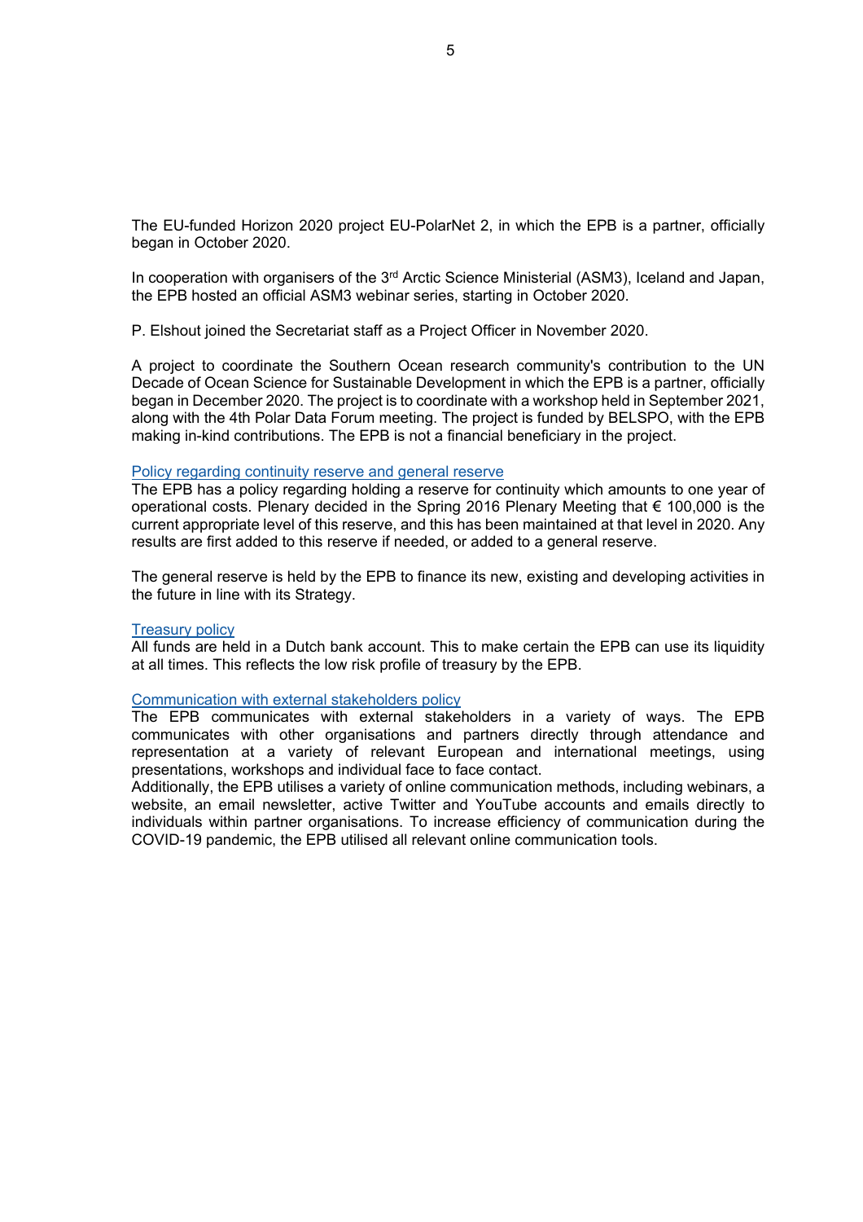The EU-funded Horizon 2020 project EU-PolarNet 2, in which the EPB is a partner, officially began in October 2020.

In cooperation with organisers of the 3rd Arctic Science Ministerial (ASM3), Iceland and Japan, the EPB hosted an official ASM3 webinar series, starting in October 2020.

P. Elshout joined the Secretariat staff as a Project Officer in November 2020.

A project to coordinate the Southern Ocean research community's contribution to the UN Decade of Ocean Science for Sustainable Development in which the EPB is a partner, officially began in December 2020. The project is to coordinate with a workshop held in September 2021, along with the 4th Polar Data Forum meeting. The project is funded by BELSPO, with the EPB making in-kind contributions. The EPB is not a financial beneficiary in the project.

### Policy regarding continuity reserve and general reserve

The EPB has a policy regarding holding a reserve for continuity which amounts to one year of operational costs. Plenary decided in the Spring 2016 Plenary Meeting that € 100,000 is the current appropriate level of this reserve, and this has been maintained at that level in 2020. Any results are first added to this reserve if needed, or added to a general reserve.

The general reserve is held by the EPB to finance its new, existing and developing activities in the future in line with its Strategy.

### Treasury policy

All funds are held in a Dutch bank account. This to make certain the EPB can use its liquidity at all times. This reflects the low risk profile of treasury by the EPB.

### Communication with external stakeholders policy

The EPB communicates with external stakeholders in a variety of ways. The EPB communicates with other organisations and partners directly through attendance and representation at a variety of relevant European and international meetings, using presentations, workshops and individual face to face contact.

Additionally, the EPB utilises a variety of online communication methods, including webinars, a website, an email newsletter, active Twitter and YouTube accounts and emails directly to individuals within partner organisations. To increase efficiency of communication during the COVID-19 pandemic, the EPB utilised all relevant online communication tools.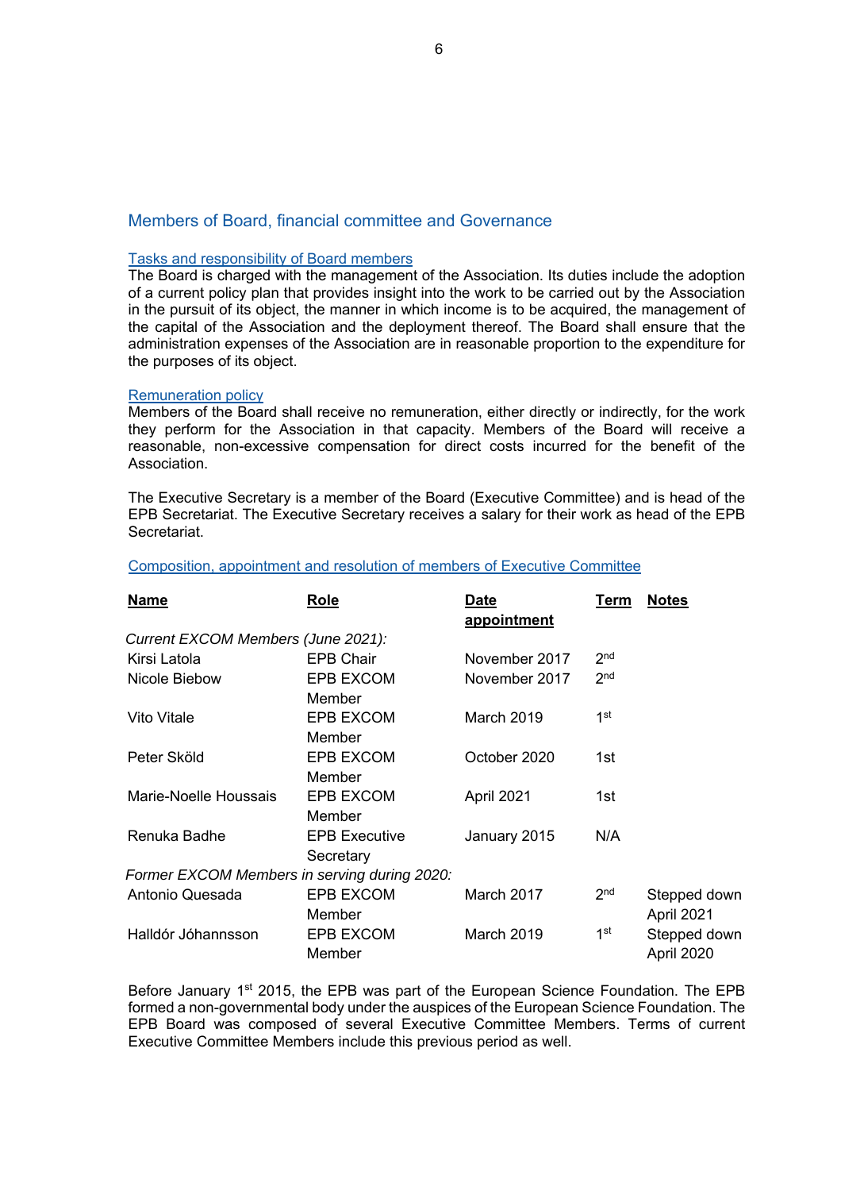## Members of Board, financial committee and Governance

### Tasks and responsibility of Board members

The Board is charged with the management of the Association. Its duties include the adoption of a current policy plan that provides insight into the work to be carried out by the Association in the pursuit of its object, the manner in which income is to be acquired, the management of the capital of the Association and the deployment thereof. The Board shall ensure that the administration expenses of the Association are in reasonable proportion to the expenditure for the purposes of its object.

### Remuneration policy

Members of the Board shall receive no remuneration, either directly or indirectly, for the work they perform for the Association in that capacity. Members of the Board will receive a reasonable, non-excessive compensation for direct costs incurred for the benefit of the Association.

The Executive Secretary is a member of the Board (Executive Committee) and is head of the EPB Secretariat. The Executive Secretary receives a salary for their work as head of the EPB Secretariat.

### Composition, appointment and resolution of members of Executive Committee

| **Name** | **Role** | **Date appointment** | **Term** | **Notes** |
|---|---|---|---|---|
| *Current EXCOM Members (June 2021):* | | | | |
| Kirsi Latola | EPB Chair | November 2017 | 2nd | |
| Nicole Biebow | EPB EXCOM Member | November 2017 | 2nd | |
| Vito Vitale | EPB EXCOM Member | March 2019 | 1st | |
| Peter Sköld | EPB EXCOM Member | October 2020 | 1st | |
| Marie-Noelle Houssais | EPB EXCOM Member | April 2021 | 1st | |
| Renuka Badhe | EPB Executive Secretary | January 2015 | N/A | |
| *Former EXCOM Members in serving during 2020:* | | | | |
| Antonio Quesada | EPB EXCOM Member | March 2017 | 2nd | Stepped down April 2021 |
| Halldór Jóhannsson | EPB EXCOM Member | March 2019 | 1st | Stepped down April 2020 |

Before January 1st 2015, the EPB was part of the European Science Foundation. The EPB formed a non-governmental body under the auspices of the European Science Foundation. The EPB Board was composed of several Executive Committee Members. Terms of current Executive Committee Members include this previous period as well.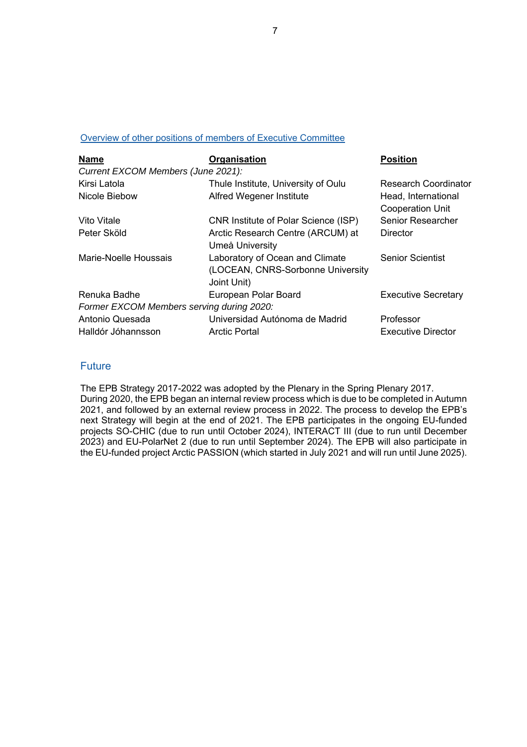### Overview of other positions of members of Executive Committee

| Name | Organisation | Position |
|---|---|---|
| *Current EXCOM Members (June 2021):* | | |
| Kirsi Latola | Thule Institute, University of Oulu | Research Coordinator |
| Nicole Biebow | Alfred Wegener Institute | Head, International Cooperation Unit |
| Vito Vitale | CNR Institute of Polar Science (ISP) | Senior Researcher |
| Peter Sköld | Arctic Research Centre (ARCUM) at Umeå University | Director |
| Marie-Noelle Houssais | Laboratory of Ocean and Climate (LOCEAN, CNRS-Sorbonne University Joint Unit) | Senior Scientist |
| Renuka Badhe | European Polar Board | Executive Secretary |
| *Former EXCOM Members serving during 2020:* | | |
| Antonio Quesada | Universidad Autónoma de Madrid | Professor |
| Halldór Jóhannsson | Arctic Portal | Executive Director |

## Future

The EPB Strategy 2017-2022 was adopted by the Plenary in the Spring Plenary 2017. During 2020, the EPB began an internal review process which is due to be completed in Autumn 2021, and followed by an external review process in 2022. The process to develop the EPB's next Strategy will begin at the end of 2021. The EPB participates in the ongoing EU-funded projects SO-CHIC (due to run until October 2024), INTERACT III (due to run until December 2023) and EU-PolarNet 2 (due to run until September 2024). The EPB will also participate in the EU-funded project Arctic PASSION (which started in July 2021 and will run until June 2025).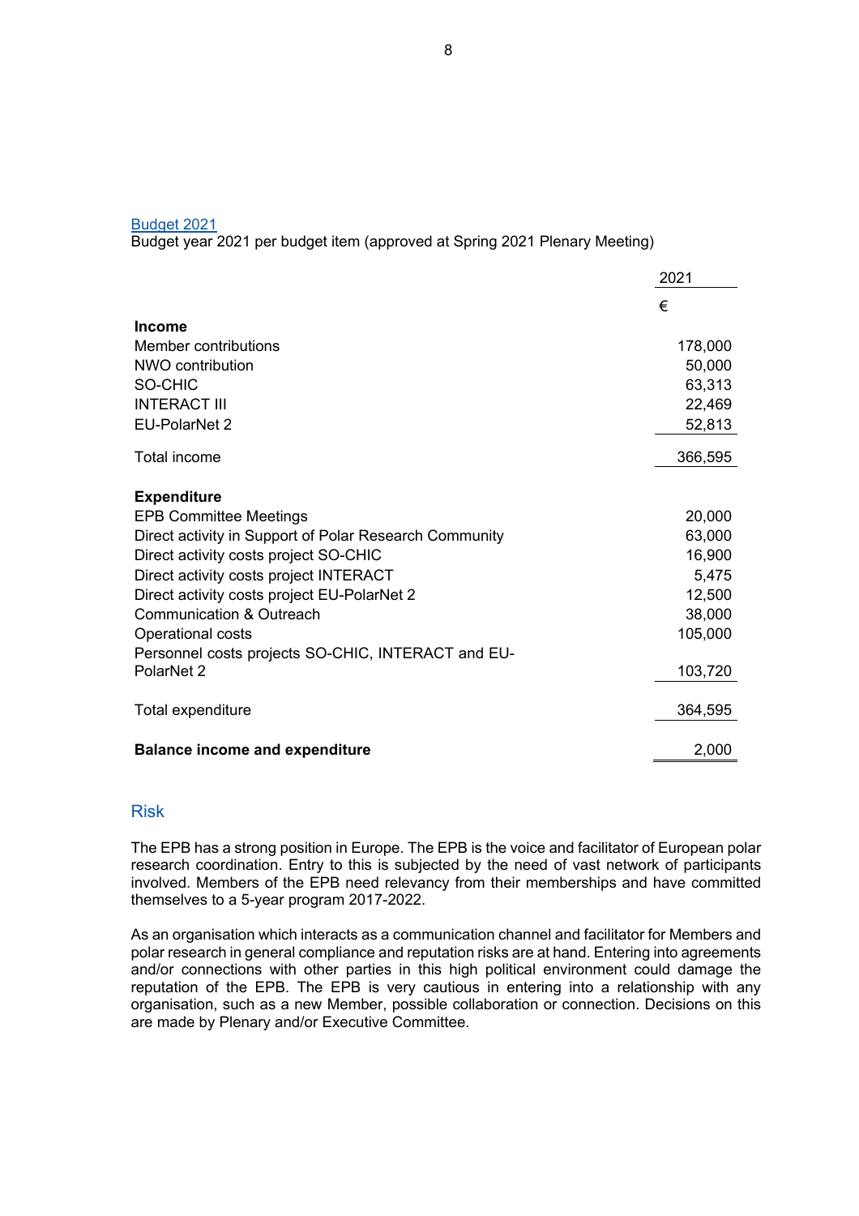Budget 2021

Budget year 2021 per budget item (approved at Spring 2021 Plenary Meeting)

| | 2021 |
|---|---|
| | € |
| **Income** | |
| Member contributions | 178,000 |
| NWO contribution | 50,000 |
| SO-CHIC | 63,313 |
| INTERACT III | 22,469 |
| EU-PolarNet 2 | 52,813 |
| Total income | 366,595 |
| **Expenditure** | |
| EPB Committee Meetings | 20,000 |
| Direct activity in Support of Polar Research Community | 63,000 |
| Direct activity costs project SO-CHIC | 16,900 |
| Direct activity costs project INTERACT | 5,475 |
| Direct activity costs project EU-PolarNet 2 | 12,500 |
| Communication & Outreach | 38,000 |
| Operational costs | 105,000 |
| Personnel costs projects SO-CHIC, INTERACT and EU-PolarNet 2 | 103,720 |
| Total expenditure | 364,595 |
| **Balance income and expenditure** | 2,000 |

## Risk

The EPB has a strong position in Europe. The EPB is the voice and facilitator of European polar research coordination. Entry to this is subjected by the need of vast network of participants involved. Members of the EPB need relevancy from their memberships and have committed themselves to a 5-year program 2017-2022.

As an organisation which interacts as a communication channel and facilitator for Members and polar research in general compliance and reputation risks are at hand. Entering into agreements and/or connections with other parties in this high political environment could damage the reputation of the EPB. The EPB is very cautious in entering into a relationship with any organisation, such as a new Member, possible collaboration or connection. Decisions on this are made by Plenary and/or Executive Committee.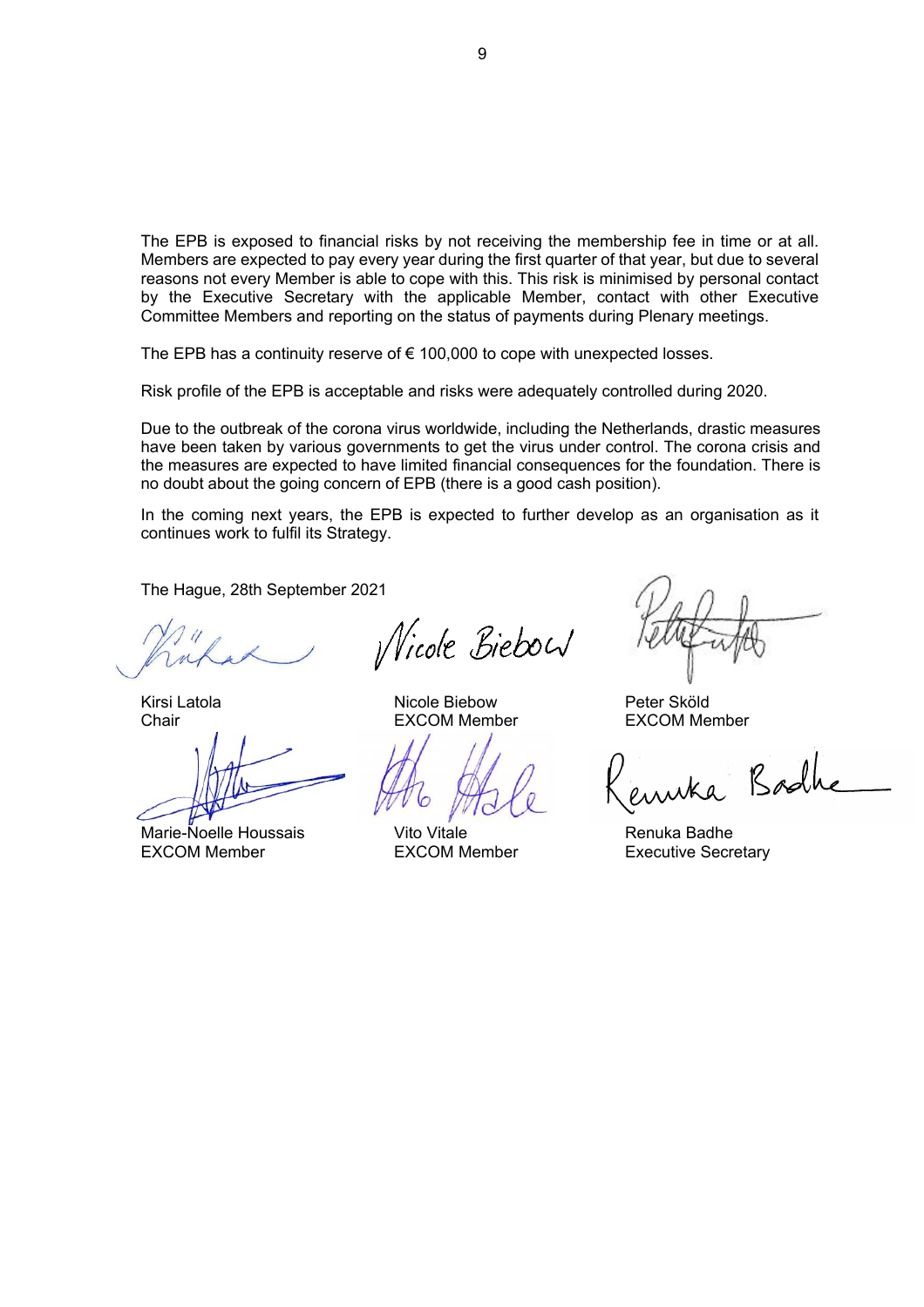The EPB is exposed to financial risks by not receiving the membership fee in time or at all. Members are expected to pay every year during the first quarter of that year, but due to several reasons not every Member is able to cope with this. This risk is minimised by personal contact by the Executive Secretary with the applicable Member, contact with other Executive Committee Members and reporting on the status of payments during Plenary meetings.

The EPB has a continuity reserve of € 100,000 to cope with unexpected losses.

Risk profile of the EPB is acceptable and risks were adequately controlled during 2020.

Due to the outbreak of the corona virus worldwide, including the Netherlands, drastic measures have been taken by various governments to get the virus under control. The corona crisis and the measures are expected to have limited financial consequences for the foundation. There is no doubt about the going concern of EPB (there is a good cash position).

In the coming next years, the EPB is expected to further develop as an organisation as it continues work to fulfil its Strategy.

The Hague, 28th September 2021

| | | |
|---|---|---|
| Kirsi Latola<br>Chair | Nicole Biebow<br>EXCOM Member | Peter Sköld<br>EXCOM Member |
| Marie-Noelle Houssais<br>EXCOM Member | Vito Vitale<br>EXCOM Member | Renuka Badhe<br>Executive Secretary |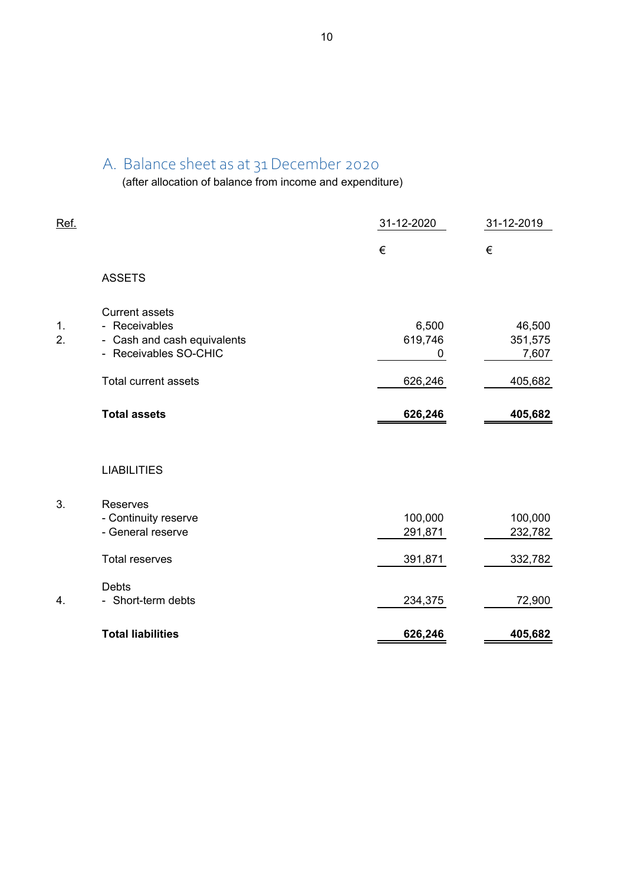## A. Balance sheet as at 31 December 2020

(after allocation of balance from income and expenditure)

| Ref. | | 31-12-2020 | 31-12-2019 |
|---|---|---|---|
| | | € | € |
| | ASSETS | | |
| | Current assets | | |
| 1. | - Receivables | 6,500 | 46,500 |
| 2. | - Cash and cash equivalents | 619,746 | 351,575 |
| | - Receivables SO-CHIC | 0 | 7,607 |
| | Total current assets | 626,246 | 405,682 |
| | **Total assets** | **626,246** | **405,682** |
| | LIABILITIES | | |
| 3. | Reserves | | |
| | - Continuity reserve | 100,000 | 100,000 |
| | - General reserve | 291,871 | 232,782 |
| | Total reserves | 391,871 | 332,782 |
| | Debts | | |
| 4. | - Short-term debts | 234,375 | 72,900 |
| | **Total liabilities** | **626,246** | **405,682** |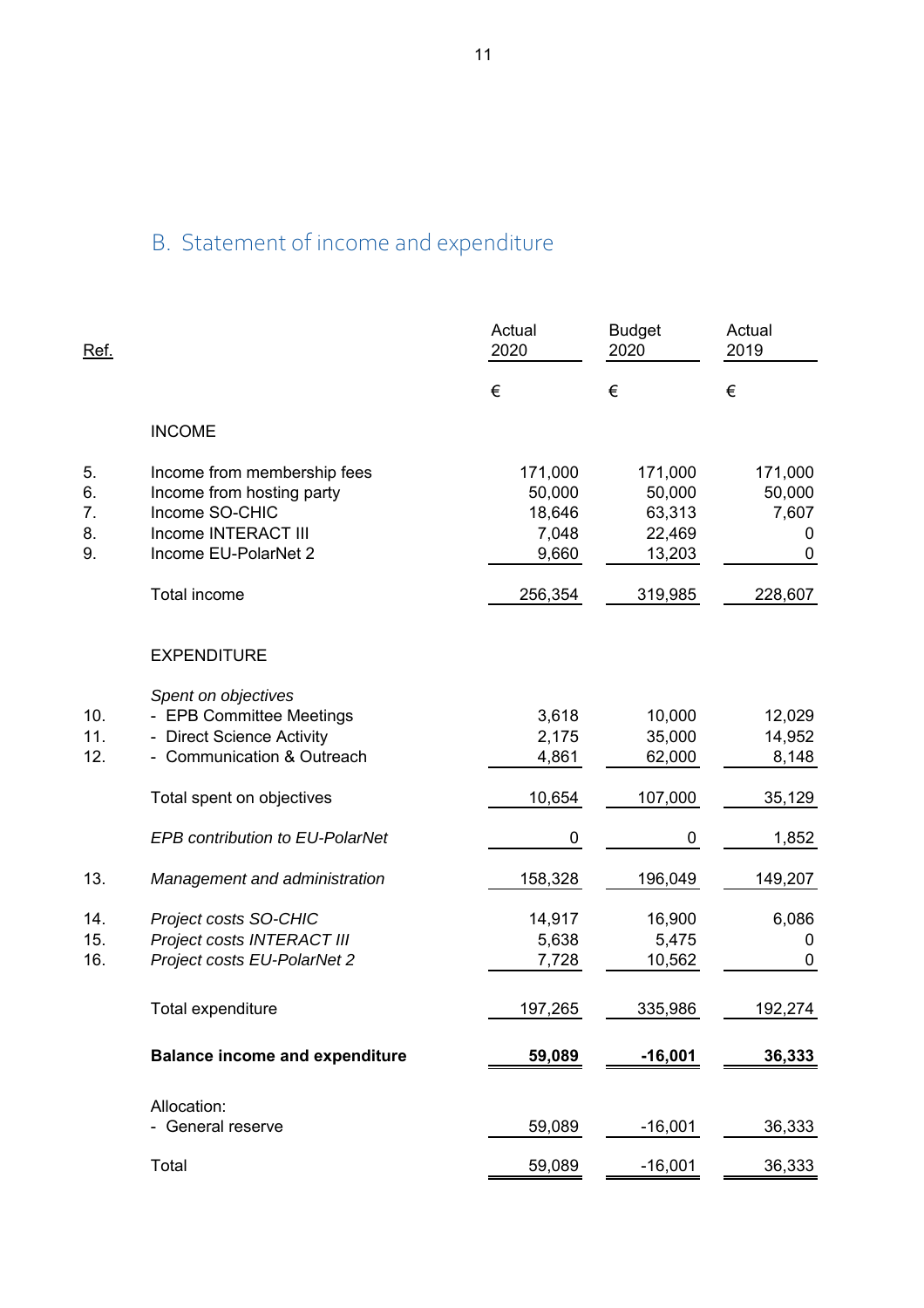## B. Statement of income and expenditure

| Ref. | | Actual 2020 | Budget 2020 | Actual 2019 |
|---|---|---|---|---|
| | | € | € | € |
| | INCOME | | | |
| 5. | Income from membership fees | 171,000 | 171,000 | 171,000 |
| 6. | Income from hosting party | 50,000 | 50,000 | 50,000 |
| 7. | Income SO-CHIC | 18,646 | 63,313 | 7,607 |
| 8. | Income INTERACT III | 7,048 | 22,469 | 0 |
| 9. | Income EU-PolarNet 2 | 9,660 | 13,203 | 0 |
| | Total income | 256,354 | 319,985 | 228,607 |
| | EXPENDITURE | | | |
| | *Spent on objectives* | | | |
| 10. | - EPB Committee Meetings | 3,618 | 10,000 | 12,029 |
| 11. | - Direct Science Activity | 2,175 | 35,000 | 14,952 |
| 12. | - Communication & Outreach | 4,861 | 62,000 | 8,148 |
| | Total spent on objectives | 10,654 | 107,000 | 35,129 |
| | *EPB contribution to EU-PolarNet* | 0 | 0 | 1,852 |
| 13. | *Management and administration* | 158,328 | 196,049 | 149,207 |
| 14. | *Project costs SO-CHIC* | 14,917 | 16,900 | 6,086 |
| 15. | *Project costs INTERACT III* | 5,638 | 5,475 | 0 |
| 16. | *Project costs EU-PolarNet 2* | 7,728 | 10,562 | 0 |
| | Total expenditure | 197,265 | 335,986 | 192,274 |
| | **Balance income and expenditure** | **59,089** | **-16,001** | **36,333** |
| | Allocation: | | | |
| | - General reserve | 59,089 | -16,001 | 36,333 |
| | Total | 59,089 | -16,001 | 36,333 |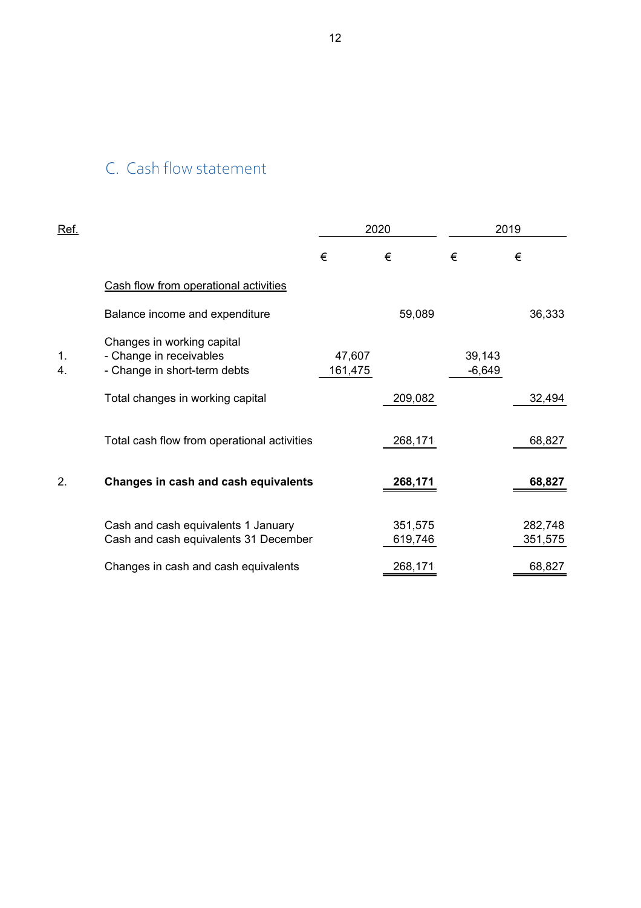## C. Cash flow statement

| Ref. | | 2020 | | 2019 | |
|---|---|---|---|---|---|
| | | € | € | € | € |
| | Cash flow from operational activities | | | | |
| | Balance income and expenditure | | 59,089 | | 36,333 |
| | Changes in working capital | | | | |
| 1. | - Change in receivables | 47,607 | | 39,143 | |
| 4. | - Change in short-term debts | 161,475 | | -6,649 | |
| | Total changes in working capital | | 209,082 | | 32,494 |
| | Total cash flow from operational activities | | 268,171 | | 68,827 |
| 2. | **Changes in cash and cash equivalents** | | **268,171** | | **68,827** |
| | Cash and cash equivalents 1 January | | 351,575 | | 282,748 |
| | Cash and cash equivalents 31 December | | 619,746 | | 351,575 |
| | Changes in cash and cash equivalents | | 268,171 | | 68,827 |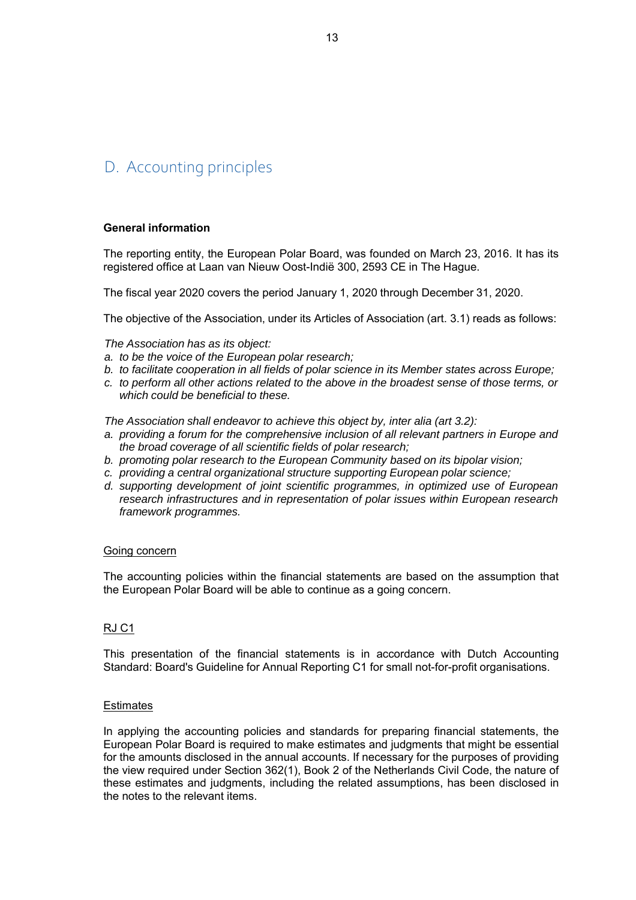# D. Accounting principles

**General information**

The reporting entity, the European Polar Board, was founded on March 23, 2016. It has its registered office at Laan van Nieuw Oost-Indië 300, 2593 CE in The Hague.

The fiscal year 2020 covers the period January 1, 2020 through December 31, 2020.

The objective of the Association, under its Articles of Association (art. 3.1) reads as follows:

*The Association has as its object:*

*a. to be the voice of the European polar research;*
*b. to facilitate cooperation in all fields of polar science in its Member states across Europe;*
*c. to perform all other actions related to the above in the broadest sense of those terms, or which could be beneficial to these.*

*The Association shall endeavor to achieve this object by, inter alia (art 3.2):*

*a. providing a forum for the comprehensive inclusion of all relevant partners in Europe and the broad coverage of all scientific fields of polar research;*
*b. promoting polar research to the European Community based on its bipolar vision;*
*c. providing a central organizational structure supporting European polar science;*
*d. supporting development of joint scientific programmes, in optimized use of European research infrastructures and in representation of polar issues within European research framework programmes.*

Going concern

The accounting policies within the financial statements are based on the assumption that the European Polar Board will be able to continue as a going concern.

RJ C1

This presentation of the financial statements is in accordance with Dutch Accounting Standard: Board's Guideline for Annual Reporting C1 for small not-for-profit organisations.

Estimates

In applying the accounting policies and standards for preparing financial statements, the European Polar Board is required to make estimates and judgments that might be essential for the amounts disclosed in the annual accounts. If necessary for the purposes of providing the view required under Section 362(1), Book 2 of the Netherlands Civil Code, the nature of these estimates and judgments, including the related assumptions, has been disclosed in the notes to the relevant items.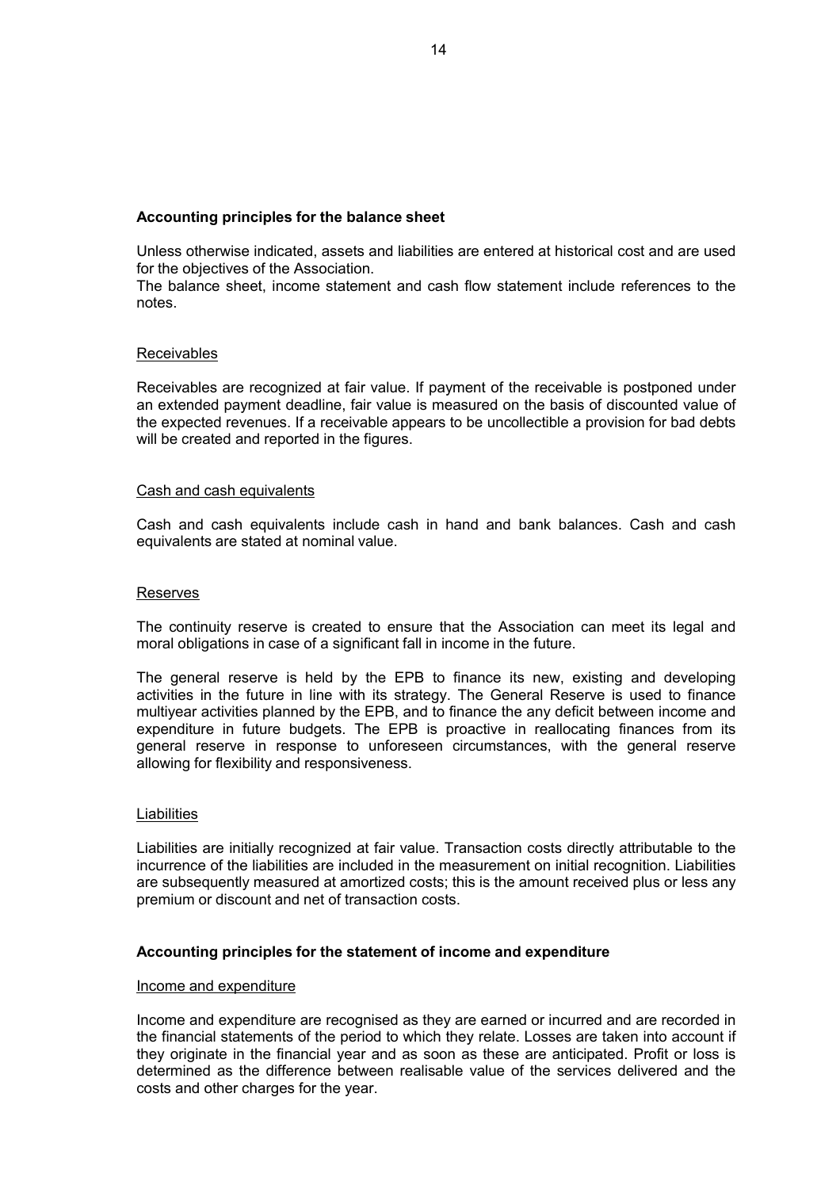## Accounting principles for the balance sheet

Unless otherwise indicated, assets and liabilities are entered at historical cost and are used for the objectives of the Association.
The balance sheet, income statement and cash flow statement include references to the notes.

### Receivables

Receivables are recognized at fair value. If payment of the receivable is postponed under an extended payment deadline, fair value is measured on the basis of discounted value of the expected revenues. If a receivable appears to be uncollectible a provision for bad debts will be created and reported in the figures.

### Cash and cash equivalents

Cash and cash equivalents include cash in hand and bank balances. Cash and cash equivalents are stated at nominal value.

### Reserves

The continuity reserve is created to ensure that the Association can meet its legal and moral obligations in case of a significant fall in income in the future.

The general reserve is held by the EPB to finance its new, existing and developing activities in the future in line with its strategy. The General Reserve is used to finance multiyear activities planned by the EPB, and to finance the any deficit between income and expenditure in future budgets. The EPB is proactive in reallocating finances from its general reserve in response to unforeseen circumstances, with the general reserve allowing for flexibility and responsiveness.

### Liabilities

Liabilities are initially recognized at fair value. Transaction costs directly attributable to the incurrence of the liabilities are included in the measurement on initial recognition. Liabilities are subsequently measured at amortized costs; this is the amount received plus or less any premium or discount and net of transaction costs.

## Accounting principles for the statement of income and expenditure

### Income and expenditure

Income and expenditure are recognised as they are earned or incurred and are recorded in the financial statements of the period to which they relate. Losses are taken into account if they originate in the financial year and as soon as these are anticipated. Profit or loss is determined as the difference between realisable value of the services delivered and the costs and other charges for the year.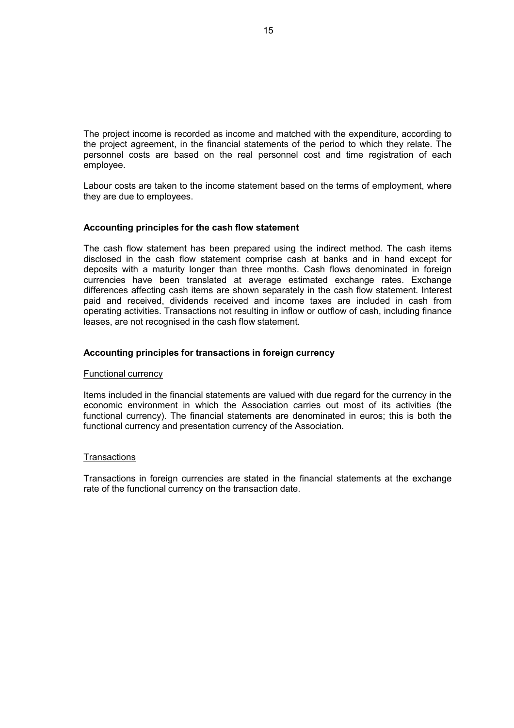The project income is recorded as income and matched with the expenditure, according to the project agreement, in the financial statements of the period to which they relate. The personnel costs are based on the real personnel cost and time registration of each employee.

Labour costs are taken to the income statement based on the terms of employment, where they are due to employees.

### Accounting principles for the cash flow statement

The cash flow statement has been prepared using the indirect method. The cash items disclosed in the cash flow statement comprise cash at banks and in hand except for deposits with a maturity longer than three months. Cash flows denominated in foreign currencies have been translated at average estimated exchange rates. Exchange differences affecting cash items are shown separately in the cash flow statement. Interest paid and received, dividends received and income taxes are included in cash from operating activities. Transactions not resulting in inflow or outflow of cash, including finance leases, are not recognised in the cash flow statement.

### Accounting principles for transactions in foreign currency

#### Functional currency

Items included in the financial statements are valued with due regard for the currency in the economic environment in which the Association carries out most of its activities (the functional currency). The financial statements are denominated in euros; this is both the functional currency and presentation currency of the Association.

#### Transactions

Transactions in foreign currencies are stated in the financial statements at the exchange rate of the functional currency on the transaction date.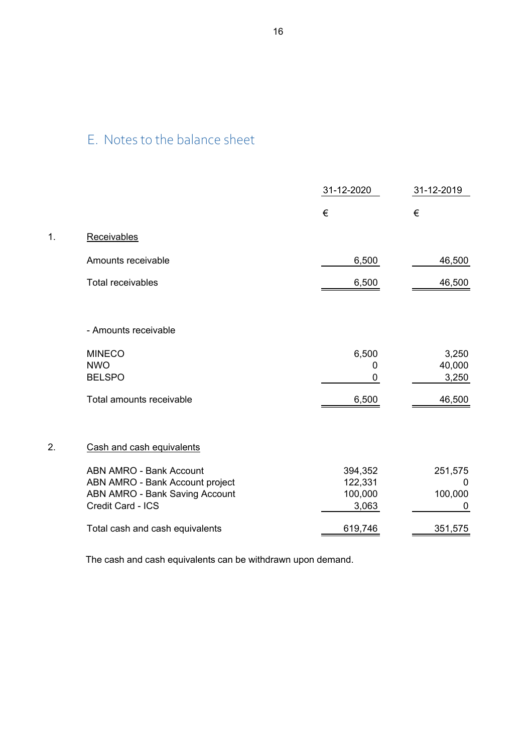## E. Notes to the balance sheet

| | | 31-12-2020 | 31-12-2019 |
|---|---|---|---|
| | | € | € |
| 1. | Receivables | | |
| | Amounts receivable | 6,500 | 46,500 |
| | Total receivables | 6,500 | 46,500 |
| | | | |
| | - Amounts receivable | | |
| | MINECO | 6,500 | 3,250 |
| | NWO | 0 | 40,000 |
| | BELSPO | 0 | 3,250 |
| | Total amounts receivable | 6,500 | 46,500 |
| | | | |
| 2. | Cash and cash equivalents | | |
| | ABN AMRO - Bank Account | 394,352 | 251,575 |
| | ABN AMRO - Bank Account project | 122,331 | 0 |
| | ABN AMRO - Bank Saving Account | 100,000 | 100,000 |
| | Credit Card - ICS | 3,063 | 0 |
| | Total cash and cash equivalents | 619,746 | 351,575 |

The cash and cash equivalents can be withdrawn upon demand.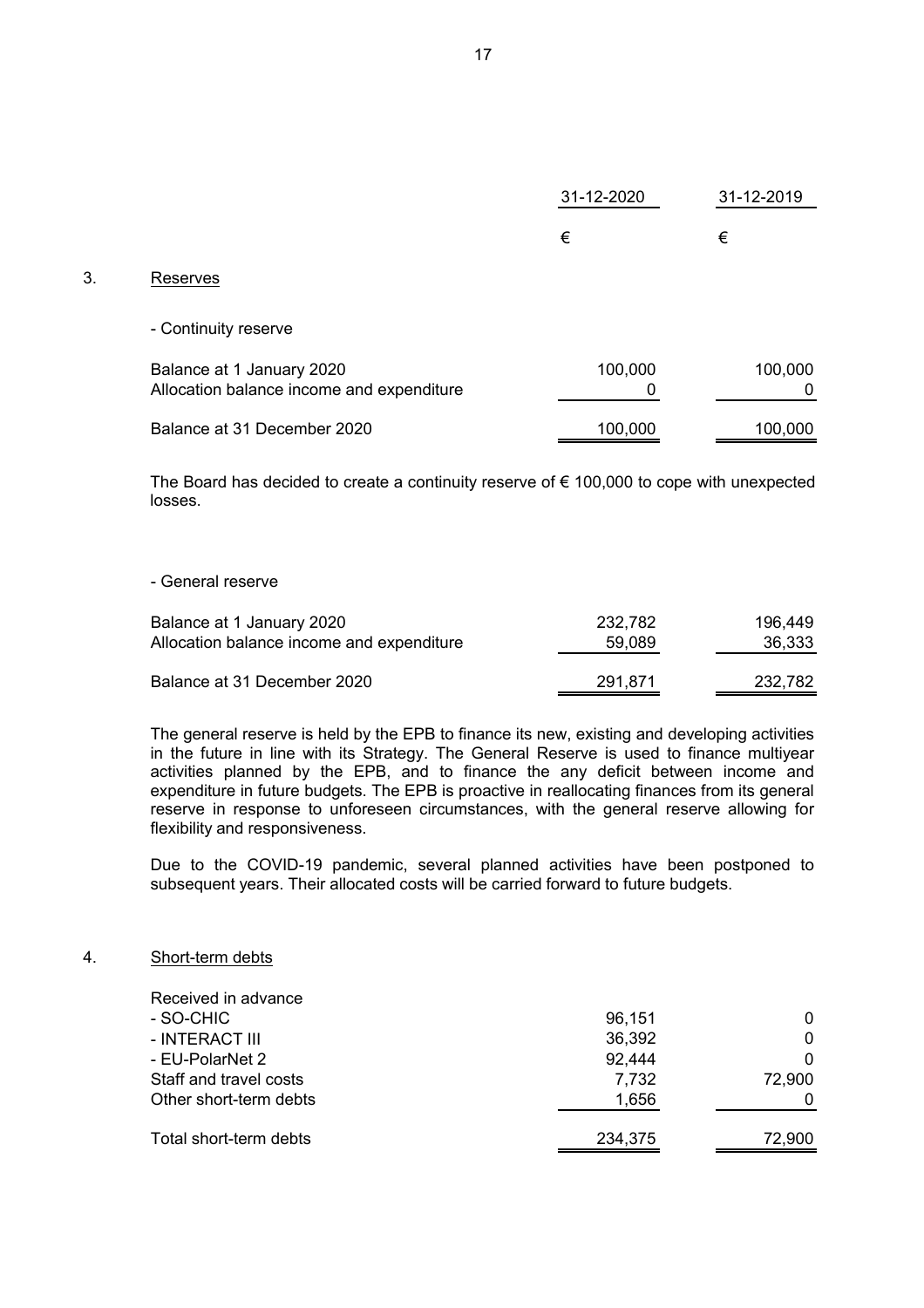| | 31-12-2020 | 31-12-2019 |
|---|---|---|
| | € | € |

3. Reserves

- Continuity reserve

| | 31-12-2020 | 31-12-2019 |
|---|---|---|
| Balance at 1 January 2020 | 100,000 | 100,000 |
| Allocation balance income and expenditure | 0 | 0 |
| Balance at 31 December 2020 | 100,000 | 100,000 |

The Board has decided to create a continuity reserve of € 100,000 to cope with unexpected losses.

- General reserve

| | 31-12-2020 | 31-12-2019 |
|---|---|---|
| Balance at 1 January 2020 | 232,782 | 196,449 |
| Allocation balance income and expenditure | 59,089 | 36,333 |
| Balance at 31 December 2020 | 291,871 | 232,782 |

The general reserve is held by the EPB to finance its new, existing and developing activities in the future in line with its Strategy. The General Reserve is used to finance multiyear activities planned by the EPB, and to finance the any deficit between income and expenditure in future budgets. The EPB is proactive in reallocating finances from its general reserve in response to unforeseen circumstances, with the general reserve allowing for flexibility and responsiveness.

Due to the COVID-19 pandemic, several planned activities have been postponed to subsequent years. Their allocated costs will be carried forward to future budgets.

4. Short-term debts

| | 31-12-2020 | 31-12-2019 |
|---|---|---|
| Received in advance | | |
| - SO-CHIC | 96,151 | 0 |
| - INTERACT III | 36,392 | 0 |
| - EU-PolarNet 2 | 92,444 | 0 |
| Staff and travel costs | 7,732 | 72,900 |
| Other short-term debts | 1,656 | 0 |
| Total short-term debts | 234,375 | 72,900 |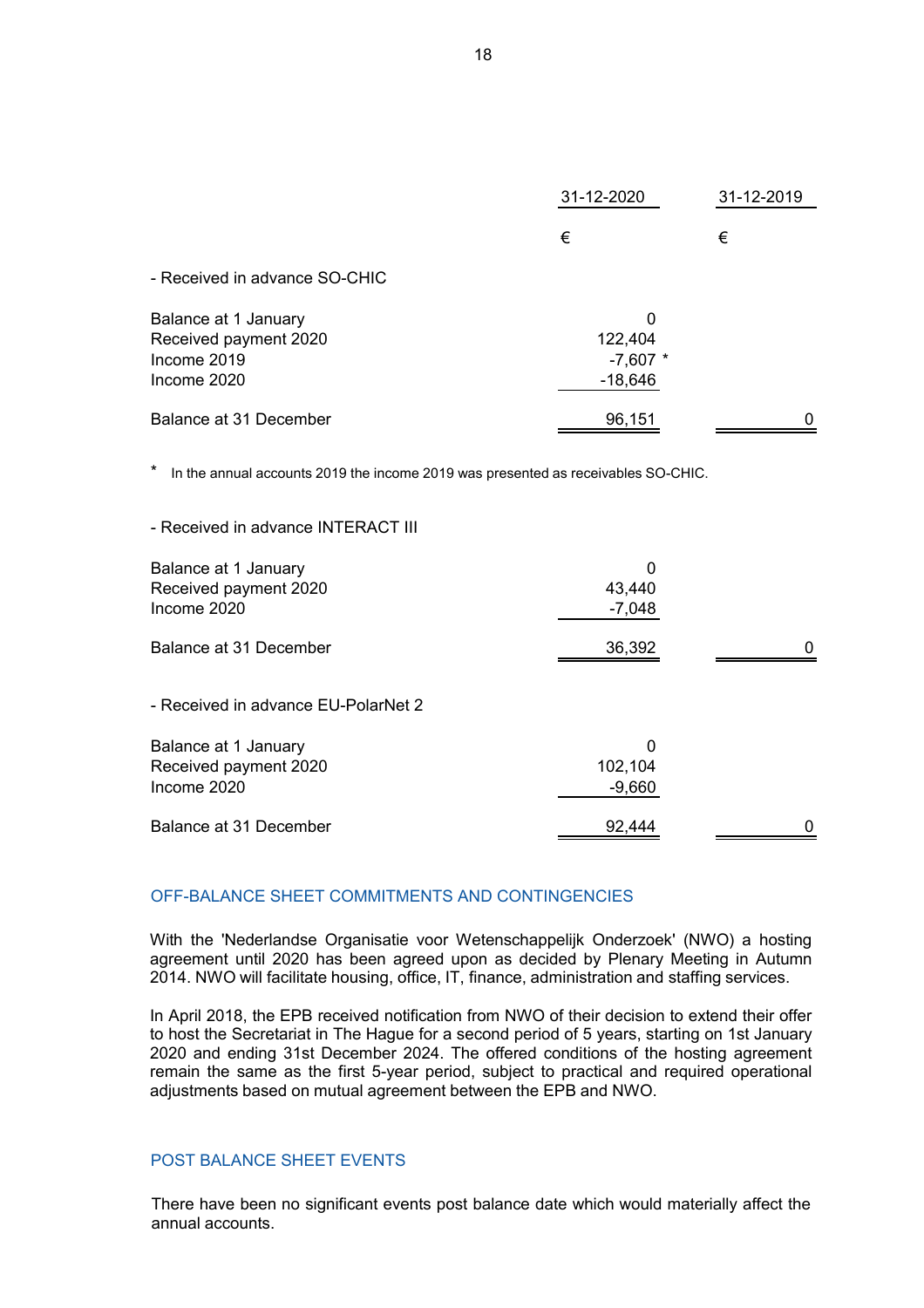| | 31-12-2020 | 31-12-2019 |
|---|---|---|
| | € | € |
| - Received in advance SO-CHIC | | |
| Balance at 1 January | 0 | |
| Received payment 2020 | 122,404 | |
| Income 2019 | -7,607 * | |
| Income 2020 | -18,646 | |
| Balance at 31 December | 96,151 | 0 |

\* In the annual accounts 2019 the income 2019 was presented as receivables SO-CHIC.

| | 31-12-2020 | 31-12-2019 |
|---|---|---|
| - Received in advance INTERACT III | | |
| Balance at 1 January | 0 | |
| Received payment 2020 | 43,440 | |
| Income 2020 | -7,048 | |
| Balance at 31 December | 36,392 | 0 |
| - Received in advance EU-PolarNet 2 | | |
| Balance at 1 January | 0 | |
| Received payment 2020 | 102,104 | |
| Income 2020 | -9,660 | |
| Balance at 31 December | 92,444 | 0 |

## OFF-BALANCE SHEET COMMITMENTS AND CONTINGENCIES

With the 'Nederlandse Organisatie voor Wetenschappelijk Onderzoek' (NWO) a hosting agreement until 2020 has been agreed upon as decided by Plenary Meeting in Autumn 2014. NWO will facilitate housing, office, IT, finance, administration and staffing services.

In April 2018, the EPB received notification from NWO of their decision to extend their offer to host the Secretariat in The Hague for a second period of 5 years, starting on 1st January 2020 and ending 31st December 2024. The offered conditions of the hosting agreement remain the same as the first 5-year period, subject to practical and required operational adjustments based on mutual agreement between the EPB and NWO.

## POST BALANCE SHEET EVENTS

There have been no significant events post balance date which would materially affect the annual accounts.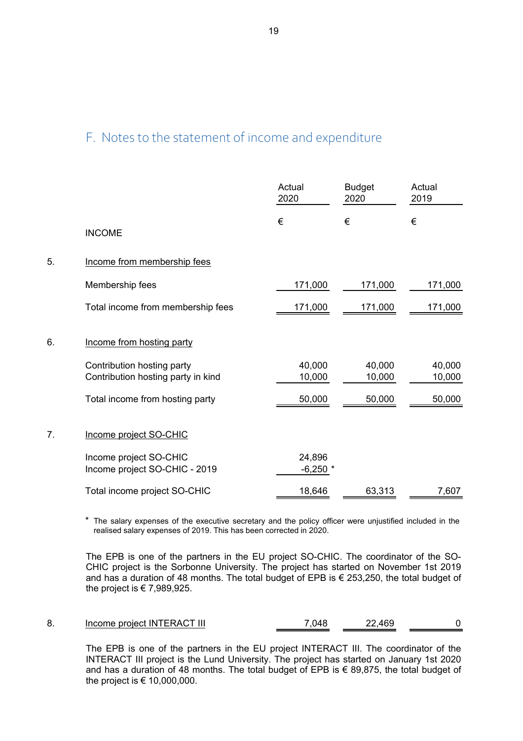## F. Notes to the statement of income and expenditure

| | | Actual 2020 | Budget 2020 | Actual 2019 |
|---|---|---|---|---|
| | | € | € | € |
| | INCOME | | | |
| 5. | Income from membership fees | | | |
| | Membership fees | 171,000 | 171,000 | 171,000 |
| | Total income from membership fees | 171,000 | 171,000 | 171,000 |
| 6. | Income from hosting party | | | |
| | Contribution hosting party | 40,000 | 40,000 | 40,000 |
| | Contribution hosting party in kind | 10,000 | 10,000 | 10,000 |
| | Total income from hosting party | 50,000 | 50,000 | 50,000 |
| 7. | Income project SO-CHIC | | | |
| | Income project SO-CHIC | 24,896 | | |
| | Income project SO-CHIC - 2019 | -6,250 * | | |
| | Total income project SO-CHIC | 18,646 | 63,313 | 7,607 |

\* The salary expenses of the executive secretary and the policy officer were unjustified included in the realised salary expenses of 2019. This has been corrected in 2020.

The EPB is one of the partners in the EU project SO-CHIC. The coordinator of the SO-CHIC project is the Sorbonne University. The project has started on November 1st 2019 and has a duration of 48 months. The total budget of EPB is € 253,250, the total budget of the project is € 7,989,925.

| | | Actual 2020 | Budget 2020 | Actual 2019 |
|---|---|---|---|---|
| 8. | Income project INTERACT III | 7,048 | 22,469 | 0 |

The EPB is one of the partners in the EU project INTERACT III. The coordinator of the INTERACT III project is the Lund University. The project has started on January 1st 2020 and has a duration of 48 months. The total budget of EPB is € 89,875, the total budget of the project is € 10,000,000.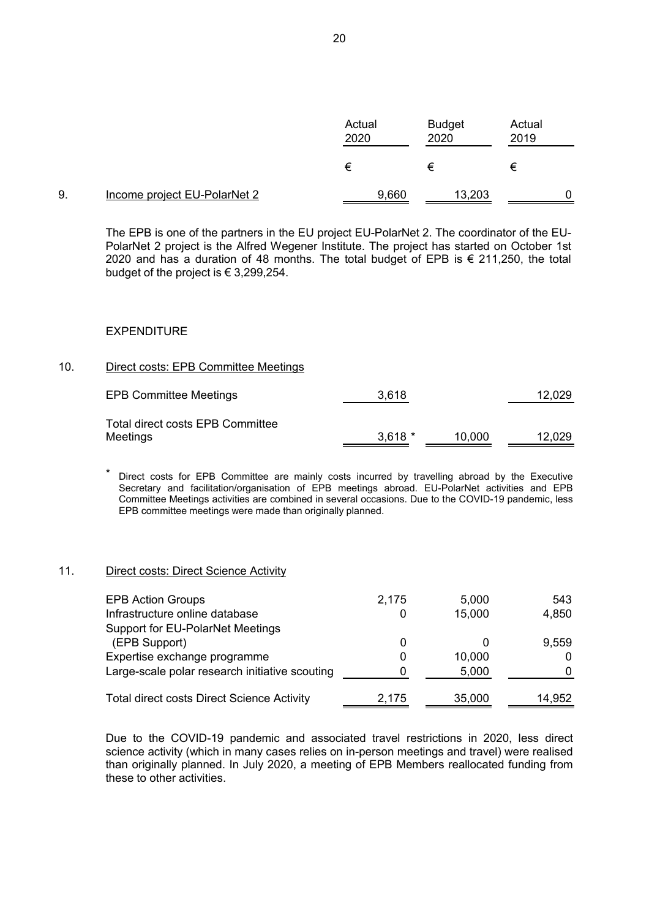| | | Actual 2020 | Budget 2020 | Actual 2019 |
|---|---|---|---|---|
| | | € | € | € |
| 9. | Income project EU-PolarNet 2 | 9,660 | 13,203 | 0 |

The EPB is one of the partners in the EU project EU-PolarNet 2. The coordinator of the EU-PolarNet 2 project is the Alfred Wegener Institute. The project has started on October 1st 2020 and has a duration of 48 months. The total budget of EPB is € 211,250, the total budget of the project is € 3,299,254.

EXPENDITURE

10. Direct costs: EPB Committee Meetings

| | Actual 2020 | Budget 2020 | Actual 2019 |
|---|---|---|---|
| EPB Committee Meetings | 3,618 | | 12,029 |
| Total direct costs EPB Committee Meetings | 3,618 * | 10,000 | 12,029 |

\* Direct costs for EPB Committee are mainly costs incurred by travelling abroad by the Executive Secretary and facilitation/organisation of EPB meetings abroad. EU-PolarNet activities and EPB Committee Meetings activities are combined in several occasions. Due to the COVID-19 pandemic, less EPB committee meetings were made than originally planned.

11. Direct costs: Direct Science Activity

| | Actual 2020 | Budget 2020 | Actual 2019 |
|---|---|---|---|
| EPB Action Groups | 2,175 | 5,000 | 543 |
| Infrastructure online database | 0 | 15,000 | 4,850 |
| Support for EU-PolarNet Meetings (EPB Support) | 0 | 0 | 9,559 |
| Expertise exchange programme | 0 | 10,000 | 0 |
| Large-scale polar research initiative scouting | 0 | 5,000 | 0 |
| Total direct costs Direct Science Activity | 2,175 | 35,000 | 14,952 |

Due to the COVID-19 pandemic and associated travel restrictions in 2020, less direct science activity (which in many cases relies on in-person meetings and travel) were realised than originally planned. In July 2020, a meeting of EPB Members reallocated funding from these to other activities.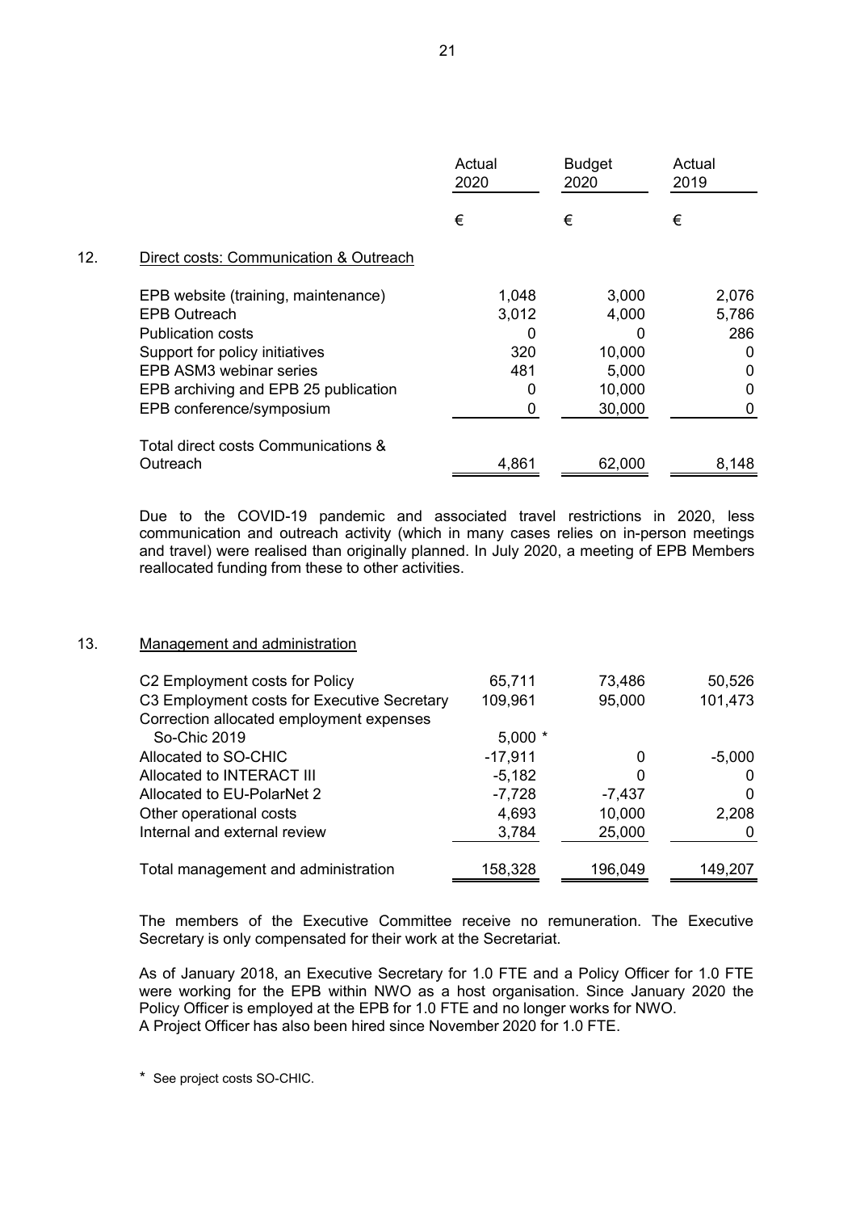| | Actual 2020 | Budget 2020 | Actual 2019 |
|---|---|---|---|
| | € | € | € |

## 12. Direct costs: Communication & Outreach

| | Actual 2020 € | Budget 2020 € | Actual 2019 € |
|---|---|---|---|
| EPB website (training, maintenance) | 1,048 | 3,000 | 2,076 |
| EPB Outreach | 3,012 | 4,000 | 5,786 |
| Publication costs | 0 | 0 | 286 |
| Support for policy initiatives | 320 | 10,000 | 0 |
| EPB ASM3 webinar series | 481 | 5,000 | 0 |
| EPB archiving and EPB 25 publication | 0 | 10,000 | 0 |
| EPB conference/symposium | 0 | 30,000 | 0 |
| Total direct costs Communications & Outreach | 4,861 | 62,000 | 8,148 |

Due to the COVID-19 pandemic and associated travel restrictions in 2020, less communication and outreach activity (which in many cases relies on in-person meetings and travel) were realised than originally planned. In July 2020, a meeting of EPB Members reallocated funding from these to other activities.

## 13. Management and administration

| | Actual 2020 € | Budget 2020 € | Actual 2019 € |
|---|---|---|---|
| C2 Employment costs for Policy | 65,711 | 73,486 | 50,526 |
| C3 Employment costs for Executive Secretary | 109,961 | 95,000 | 101,473 |
| Correction allocated employment expenses So-Chic 2019 | 5,000 * | | |
| Allocated to SO-CHIC | -17,911 | 0 | -5,000 |
| Allocated to INTERACT III | -5,182 | 0 | 0 |
| Allocated to EU-PolarNet 2 | -7,728 | -7,437 | 0 |
| Other operational costs | 4,693 | 10,000 | 2,208 |
| Internal and external review | 3,784 | 25,000 | 0 |
| Total management and administration | 158,328 | 196,049 | 149,207 |

The members of the Executive Committee receive no remuneration. The Executive Secretary is only compensated for their work at the Secretariat.

As of January 2018, an Executive Secretary for 1.0 FTE and a Policy Officer for 1.0 FTE were working for the EPB within NWO as a host organisation. Since January 2020 the Policy Officer is employed at the EPB for 1.0 FTE and no longer works for NWO.
A Project Officer has also been hired since November 2020 for 1.0 FTE.

\* See project costs SO-CHIC.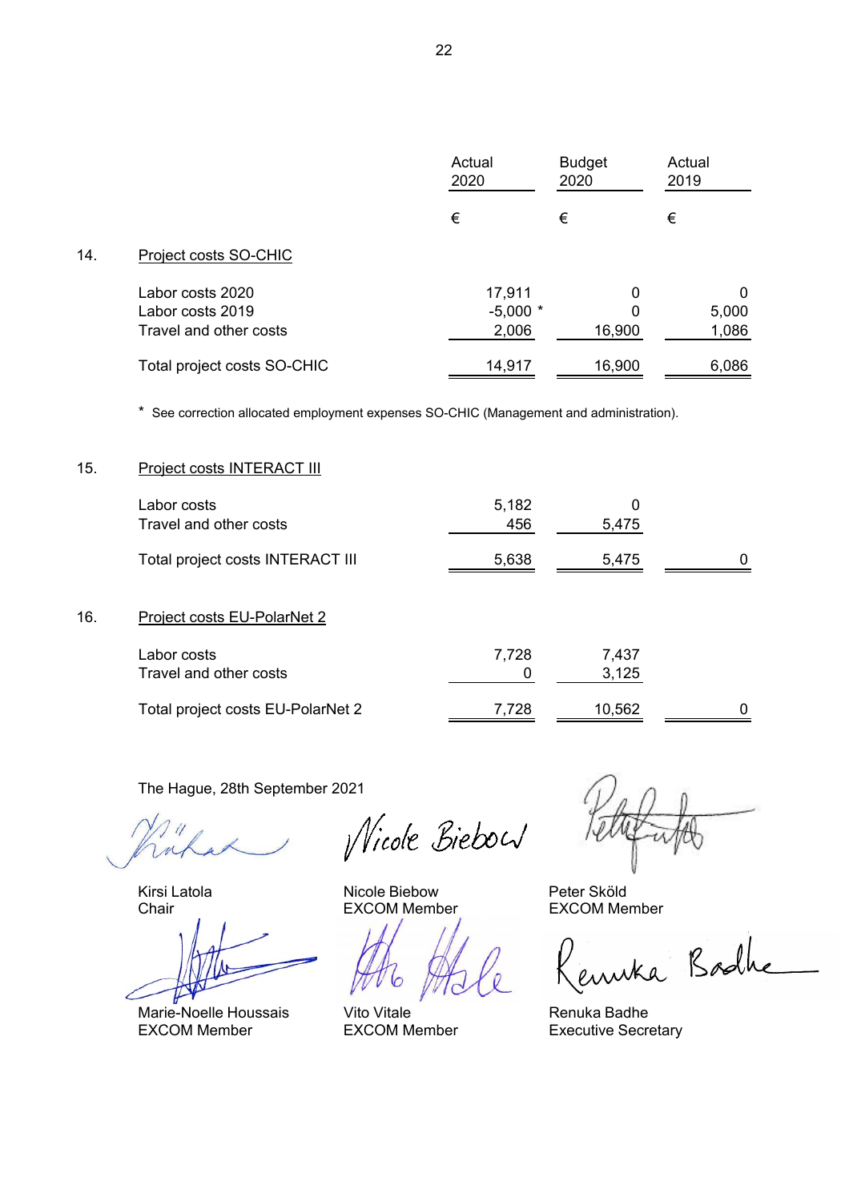| | Actual 2020 | Budget 2020 | Actual 2019 |
|---|---|---|---|
| | € | € | € |
| **14. Project costs SO-CHIC** | | | |
| Labor costs 2020 | 17,911 | 0 | 0 |
| Labor costs 2019 | -5,000 * | 0 | 5,000 |
| Travel and other costs | 2,006 | 16,900 | 1,086 |
| Total project costs SO-CHIC | 14,917 | 16,900 | 6,086 |

\* See correction allocated employment expenses SO-CHIC (Management and administration).

| | Actual 2020 | Budget 2020 | Actual 2019 |
|---|---|---|---|
| **15. Project costs INTERACT III** | | | |
| Labor costs | 5,182 | 0 | |
| Travel and other costs | 456 | 5,475 | |
| Total project costs INTERACT III | 5,638 | 5,475 | 0 |

| | Actual 2020 | Budget 2020 | Actual 2019 |
|---|---|---|---|
| **16. Project costs EU-PolarNet 2** | | | |
| Labor costs | 7,728 | 7,437 | |
| Travel and other costs | 0 | 3,125 | |
| Total project costs EU-PolarNet 2 | 7,728 | 10,562 | 0 |

The Hague, 28th September 2021

Kirsi Latola
Chair

Nicole Biebow
EXCOM Member

Peter Sköld
EXCOM Member

Marie-Noelle Houssais
EXCOM Member

Vito Vitale
EXCOM Member

Renuka Badhe
Executive Secretary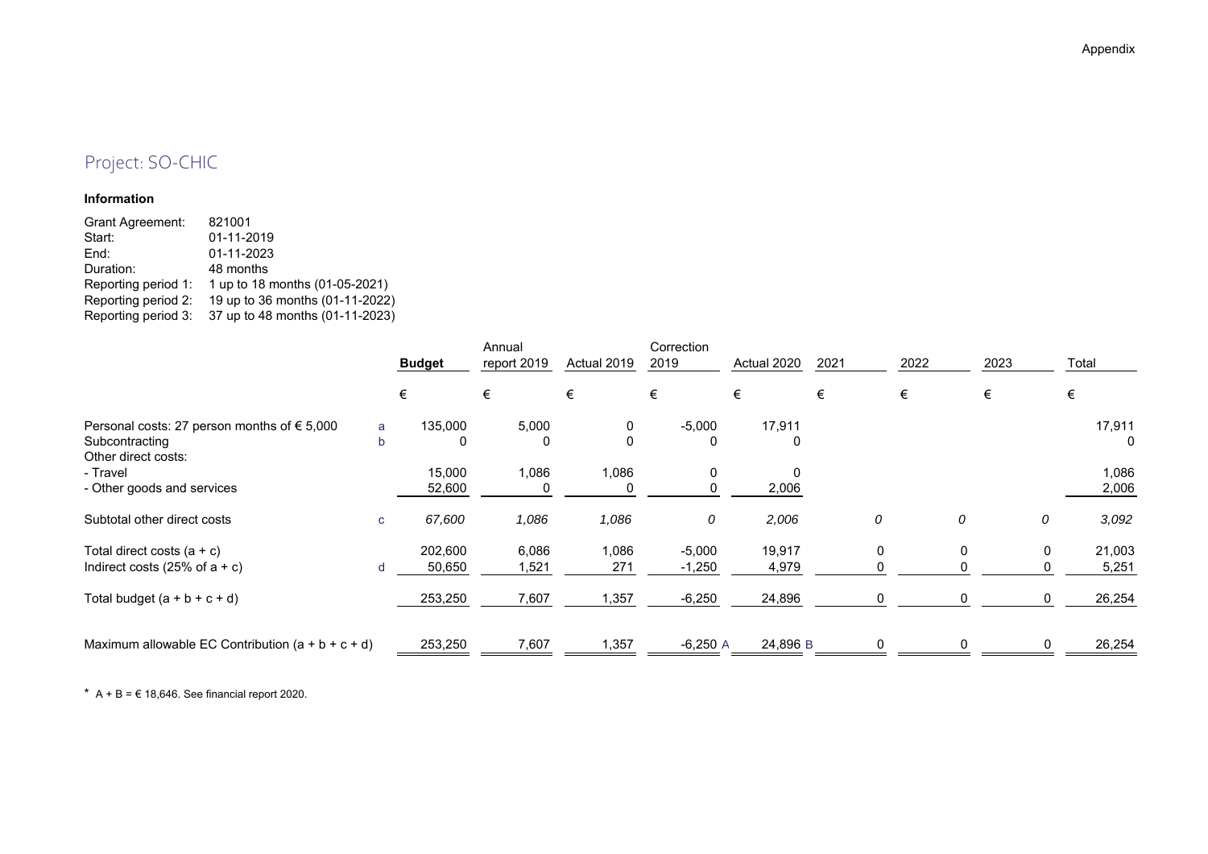Appendix

# Project: SO-CHIC

**Information**

Grant Agreement: 821001
Start: 01-11-2019
End: 01-11-2023
Duration: 48 months
Reporting period 1: 1 up to 18 months (01-05-2021)
Reporting period 2: 19 up to 36 months (01-11-2022)
Reporting period 3: 37 up to 48 months (01-11-2023)

| | | **Budget** | Annual report 2019 | Actual 2019 | Correction 2019 | Actual 2020 | 2021 | 2022 | 2023 | Total |
|---|---|---|---|---|---|---|---|---|---|---|
| | | € | € | € | € | € | € | € | € | € |
| Personal costs: 27 person months of € 5,000 | a | 135,000 | 5,000 | 0 | -5,000 | 17,911 | | | | 17,911 |
| Subcontracting | b | 0 | 0 | 0 | 0 | 0 | | | | 0 |
| Other direct costs: | | | | | | | | | | |
| - Travel | | 15,000 | 1,086 | 1,086 | 0 | 0 | | | | 1,086 |
| - Other goods and services | | 52,600 | 0 | 0 | 0 | 2,006 | | | | 2,006 |
| Subtotal other direct costs | c | *67,600* | *1,086* | *1,086* | *0* | *2,006* | *0* | *0* | *0* | *3,092* |
| Total direct costs (a + c) | | 202,600 | 6,086 | 1,086 | -5,000 | 19,917 | 0 | 0 | 0 | 21,003 |
| Indirect costs (25% of a + c) | d | 50,650 | 1,521 | 271 | -1,250 | 4,979 | 0 | 0 | 0 | 5,251 |
| Total budget (a + b + c + d) | | 253,250 | 7,607 | 1,357 | -6,250 | 24,896 | 0 | 0 | 0 | 26,254 |
| Maximum allowable EC Contribution (a + b + c + d) | | 253,250 | 7,607 | 1,357 | -6,250 A | 24,896 B | 0 | 0 | 0 | 26,254 |

* A + B = € 18,646. See financial report 2020.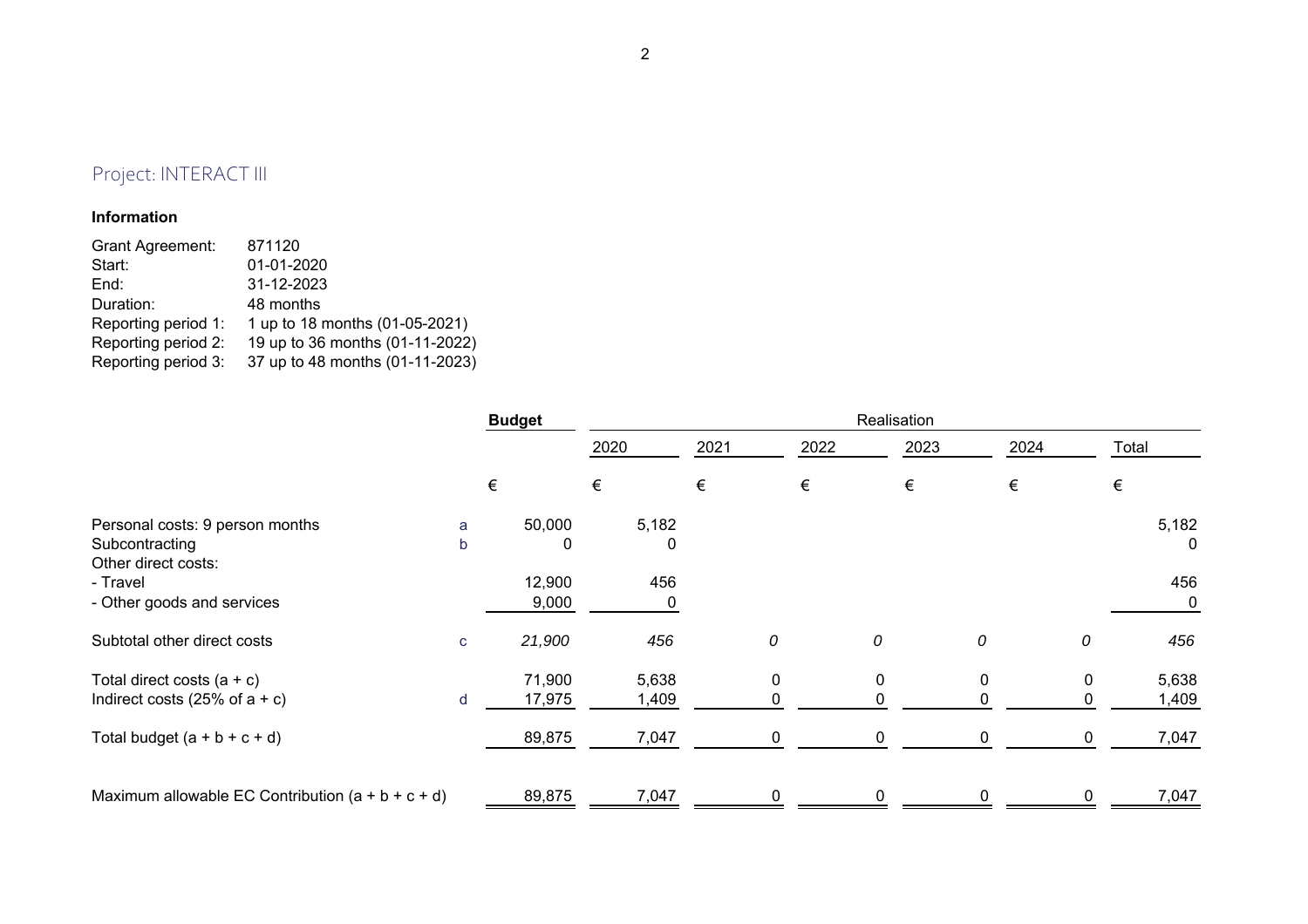## Project: INTERACT III

**Information**

Grant Agreement: 871120
Start: 01-01-2020
End: 31-12-2023
Duration: 48 months
Reporting period 1: 1 up to 18 months (01-05-2021)
Reporting period 2: 19 up to 36 months (01-11-2022)
Reporting period 3: 37 up to 48 months (01-11-2023)

| | | **Budget** | Realisation | | | | | |
|---|---|---|---|---|---|---|---|---|
| | | | 2020 | 2021 | 2022 | 2023 | 2024 | Total |
| | | € | € | € | € | € | € | € |
| Personal costs: 9 person months | a | 50,000 | 5,182 | | | | | 5,182 |
| Subcontracting | b | 0 | 0 | | | | | 0 |
| Other direct costs: | | | | | | | | |
| - Travel | | 12,900 | 456 | | | | | 456 |
| - Other goods and services | | 9,000 | 0 | | | | | 0 |
| Subtotal other direct costs | c | *21,900* | *456* | *0* | *0* | *0* | *0* | *456* |
| Total direct costs (a + c) | | 71,900 | 5,638 | 0 | 0 | 0 | 0 | 5,638 |
| Indirect costs (25% of a + c) | d | 17,975 | 1,409 | 0 | 0 | 0 | 0 | 1,409 |
| Total budget (a + b + c + d) | | 89,875 | 7,047 | 0 | 0 | 0 | 0 | 7,047 |
| Maximum allowable EC Contribution (a + b + c + d) | | 89,875 | 7,047 | 0 | 0 | 0 | 0 | 7,047 |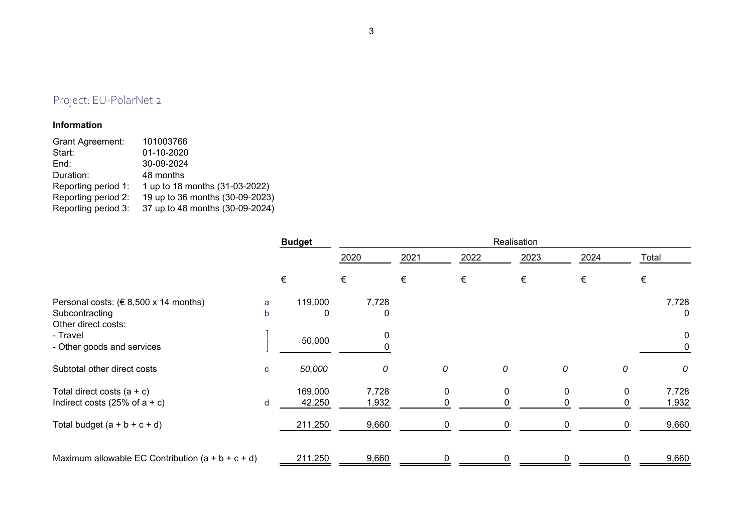## Project: EU-PolarNet 2

**Information**

Grant Agreement: 101003766
Start: 01-10-2020
End: 30-09-2024
Duration: 48 months
Reporting period 1: 1 up to 18 months (31-03-2022)
Reporting period 2: 19 up to 36 months (30-09-2023)
Reporting period 3: 37 up to 48 months (30-09-2024)

| | | **Budget** | Realisation | | | | | |
|---|---|---|---|---|---|---|---|---|
| | | | 2020 | 2021 | 2022 | 2023 | 2024 | Total |
| | | € | € | € | € | € | € | € |
| Personal costs: (€ 8,500 x 14 months) | a | 119,000 | 7,728 | | | | | 7,728 |
| Subcontracting | b | 0 | 0 | | | | | 0 |
| Other direct costs: | | | | | | | | |
| - Travel | | 50,000 | 0 | | | | | 0 |
| - Other goods and services | | | 0 | | | | | 0 |
| Subtotal other direct costs | c | *50,000* | *0* | *0* | *0* | *0* | *0* | *0* |
| Total direct costs (a + c) | | 169,000 | 7,728 | 0 | 0 | 0 | 0 | 7,728 |
| Indirect costs (25% of a + c) | d | 42,250 | 1,932 | 0 | 0 | 0 | 0 | 1,932 |
| Total budget (a + b + c + d) | | 211,250 | 9,660 | 0 | 0 | 0 | 0 | 9,660 |
| Maximum allowable EC Contribution (a + b + c + d) | | 211,250 | 9,660 | 0 | 0 | 0 | 0 | 9,660 |